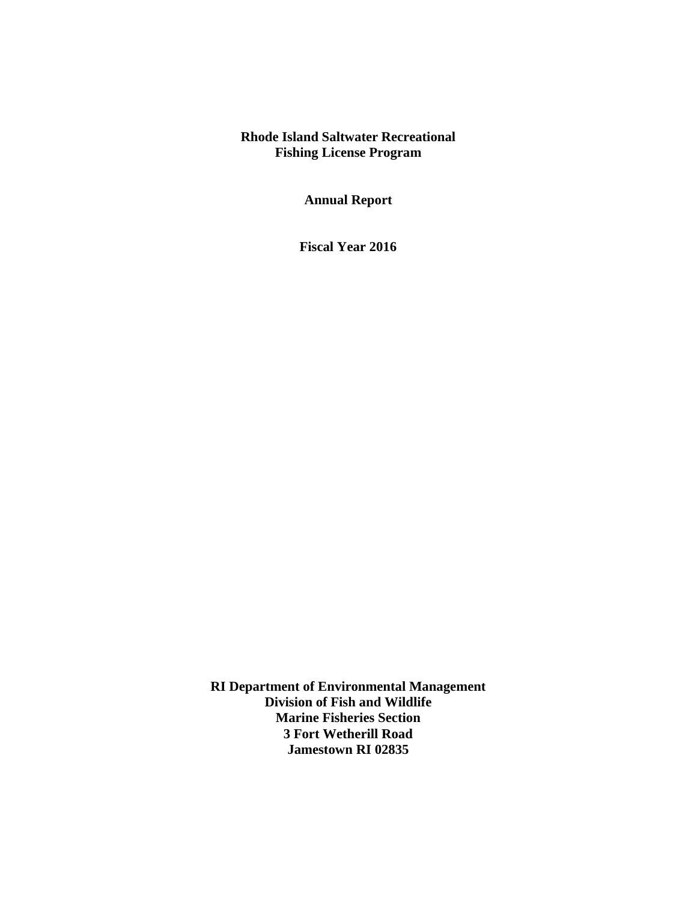# Rhode Island Saltwater Recreational Fishing License Program

**Annual Report**

**Fiscal Year 2016**

**RI Department of Environmental Management**
**Division of Fish and Wildlife**
**Marine Fisheries Section**
**3 Fort Wetherill Road**
**Jamestown RI 02835**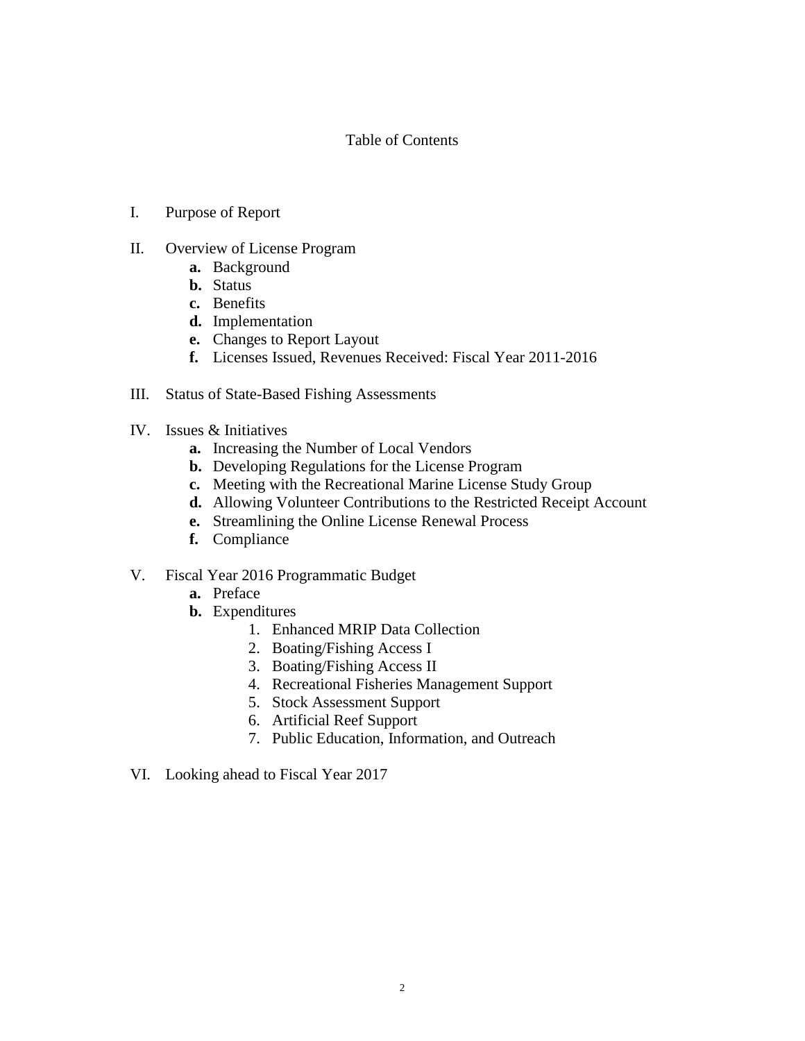# Table of Contents

I. Purpose of Report

II. Overview of License Program
   - **a.** Background
   - **b.** Status
   - **c.** Benefits
   - **d.** Implementation
   - **e.** Changes to Report Layout
   - **f.** Licenses Issued, Revenues Received: Fiscal Year 2011-2016

III. Status of State-Based Fishing Assessments

IV. Issues & Initiatives
   - **a.** Increasing the Number of Local Vendors
   - **b.** Developing Regulations for the License Program
   - **c.** Meeting with the Recreational Marine License Study Group
   - **d.** Allowing Volunteer Contributions to the Restricted Receipt Account
   - **e.** Streamlining the Online License Renewal Process
   - **f.** Compliance

V. Fiscal Year 2016 Programmatic Budget
   - **a.** Preface
   - **b.** Expenditures
     1. Enhanced MRIP Data Collection
     2. Boating/Fishing Access I
     3. Boating/Fishing Access II
     4. Recreational Fisheries Management Support
     5. Stock Assessment Support
     6. Artificial Reef Support
     7. Public Education, Information, and Outreach

VI. Looking ahead to Fiscal Year 2017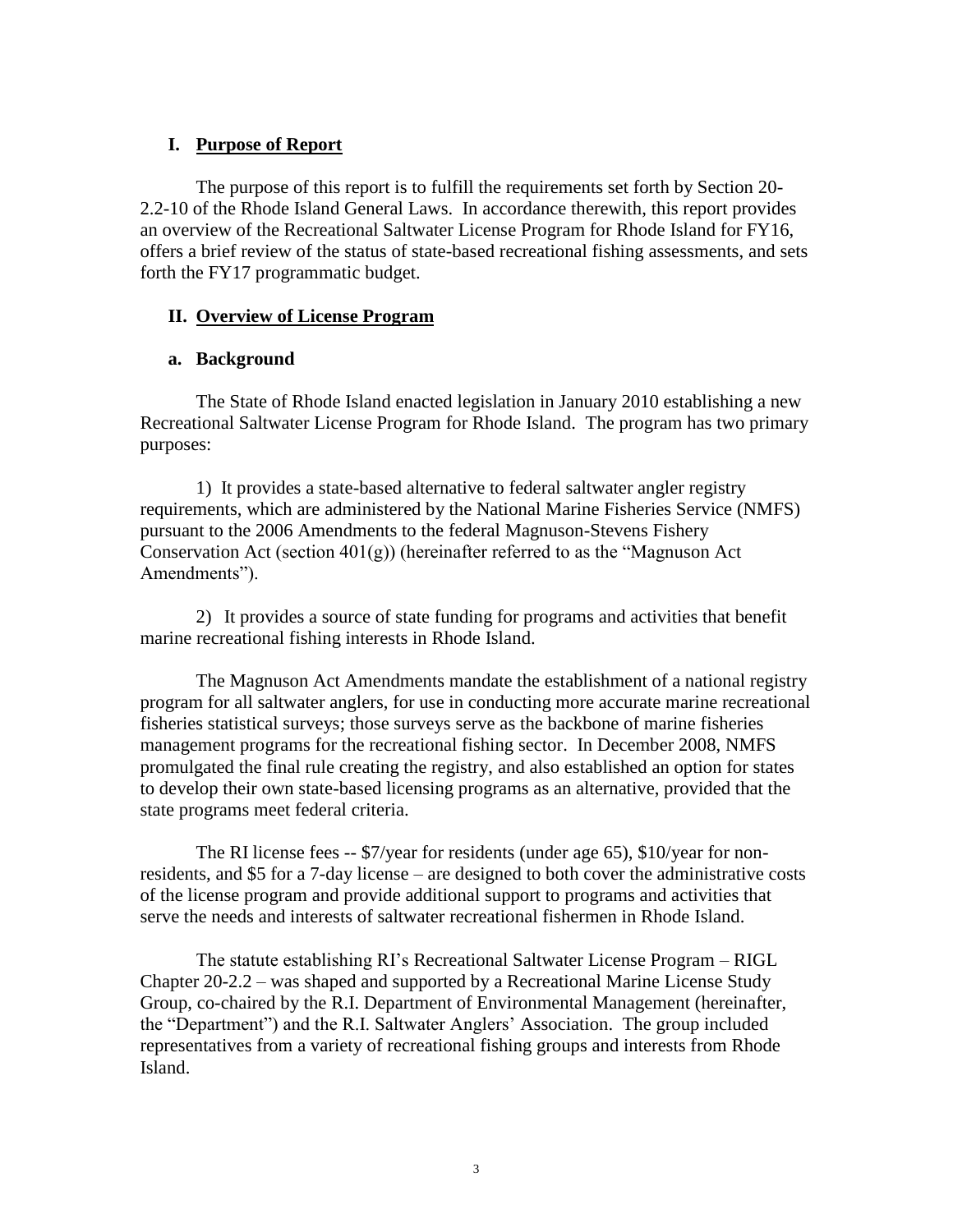## I. Purpose of Report

The purpose of this report is to fulfill the requirements set forth by Section 20-2.2-10 of the Rhode Island General Laws. In accordance therewith, this report provides an overview of the Recreational Saltwater License Program for Rhode Island for FY16, offers a brief review of the status of state-based recreational fishing assessments, and sets forth the FY17 programmatic budget.

## II. Overview of License Program

### a. Background

The State of Rhode Island enacted legislation in January 2010 establishing a new Recreational Saltwater License Program for Rhode Island. The program has two primary purposes:

1) It provides a state-based alternative to federal saltwater angler registry requirements, which are administered by the National Marine Fisheries Service (NMFS) pursuant to the 2006 Amendments to the federal Magnuson-Stevens Fishery Conservation Act (section 401(g)) (hereinafter referred to as the "Magnuson Act Amendments").

2) It provides a source of state funding for programs and activities that benefit marine recreational fishing interests in Rhode Island.

The Magnuson Act Amendments mandate the establishment of a national registry program for all saltwater anglers, for use in conducting more accurate marine recreational fisheries statistical surveys; those surveys serve as the backbone of marine fisheries management programs for the recreational fishing sector. In December 2008, NMFS promulgated the final rule creating the registry, and also established an option for states to develop their own state-based licensing programs as an alternative, provided that the state programs meet federal criteria.

The RI license fees -- $7/year for residents (under age 65), $10/year for non-residents, and $5 for a 7-day license – are designed to both cover the administrative costs of the license program and provide additional support to programs and activities that serve the needs and interests of saltwater recreational fishermen in Rhode Island.

The statute establishing RI's Recreational Saltwater License Program – RIGL Chapter 20-2.2 – was shaped and supported by a Recreational Marine License Study Group, co-chaired by the R.I. Department of Environmental Management (hereinafter, the "Department") and the R.I. Saltwater Anglers' Association. The group included representatives from a variety of recreational fishing groups and interests from Rhode Island.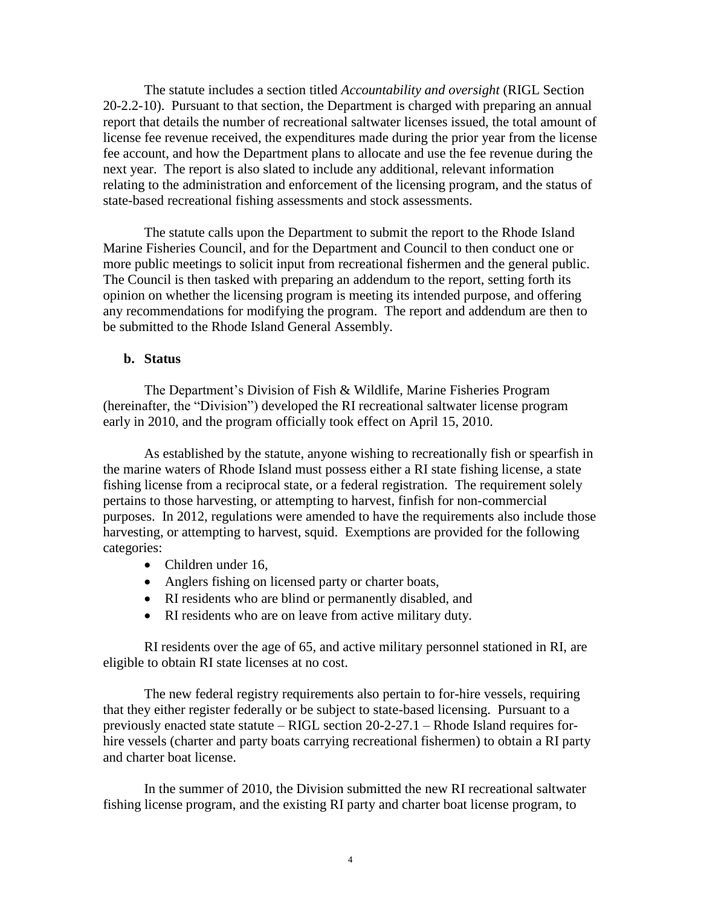The statute includes a section titled *Accountability and oversight* (RIGL Section 20-2.2-10). Pursuant to that section, the Department is charged with preparing an annual report that details the number of recreational saltwater licenses issued, the total amount of license fee revenue received, the expenditures made during the prior year from the license fee account, and how the Department plans to allocate and use the fee revenue during the next year. The report is also slated to include any additional, relevant information relating to the administration and enforcement of the licensing program, and the status of state-based recreational fishing assessments and stock assessments.

The statute calls upon the Department to submit the report to the Rhode Island Marine Fisheries Council, and for the Department and Council to then conduct one or more public meetings to solicit input from recreational fishermen and the general public. The Council is then tasked with preparing an addendum to the report, setting forth its opinion on whether the licensing program is meeting its intended purpose, and offering any recommendations for modifying the program. The report and addendum are then to be submitted to the Rhode Island General Assembly.

### b. Status

The Department's Division of Fish & Wildlife, Marine Fisheries Program (hereinafter, the "Division") developed the RI recreational saltwater license program early in 2010, and the program officially took effect on April 15, 2010.

As established by the statute, anyone wishing to recreationally fish or spearfish in the marine waters of Rhode Island must possess either a RI state fishing license, a state fishing license from a reciprocal state, or a federal registration. The requirement solely pertains to those harvesting, or attempting to harvest, finfish for non-commercial purposes. In 2012, regulations were amended to have the requirements also include those harvesting, or attempting to harvest, squid. Exemptions are provided for the following categories:

- Children under 16,
- Anglers fishing on licensed party or charter boats,
- RI residents who are blind or permanently disabled, and
- RI residents who are on leave from active military duty.

RI residents over the age of 65, and active military personnel stationed in RI, are eligible to obtain RI state licenses at no cost.

The new federal registry requirements also pertain to for-hire vessels, requiring that they either register federally or be subject to state-based licensing. Pursuant to a previously enacted state statute – RIGL section 20-2-27.1 – Rhode Island requires for-hire vessels (charter and party boats carrying recreational fishermen) to obtain a RI party and charter boat license.

In the summer of 2010, the Division submitted the new RI recreational saltwater fishing license program, and the existing RI party and charter boat license program, to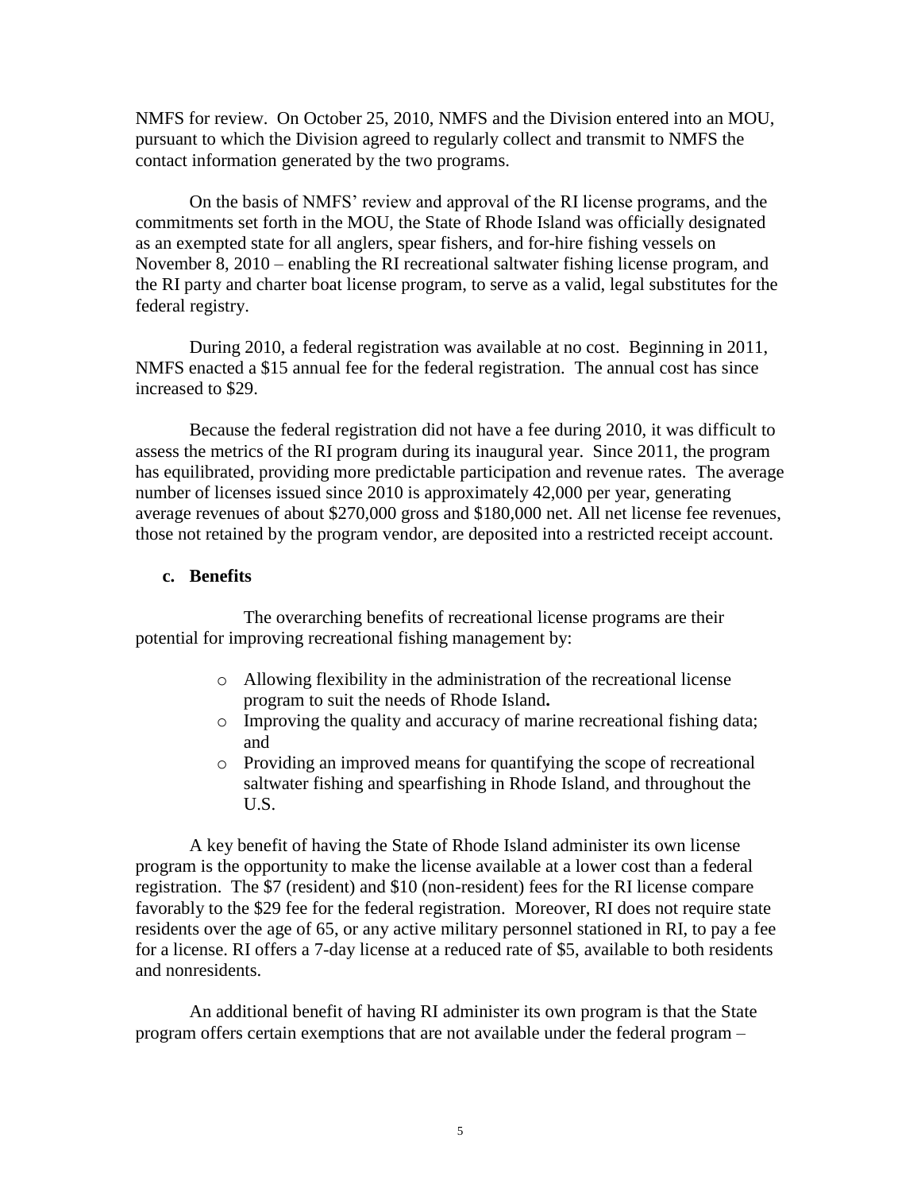NMFS for review. On October 25, 2010, NMFS and the Division entered into an MOU, pursuant to which the Division agreed to regularly collect and transmit to NMFS the contact information generated by the two programs.

On the basis of NMFS' review and approval of the RI license programs, and the commitments set forth in the MOU, the State of Rhode Island was officially designated as an exempted state for all anglers, spear fishers, and for-hire fishing vessels on November 8, 2010 – enabling the RI recreational saltwater fishing license program, and the RI party and charter boat license program, to serve as a valid, legal substitutes for the federal registry.

During 2010, a federal registration was available at no cost. Beginning in 2011, NMFS enacted a $15 annual fee for the federal registration. The annual cost has since increased to $29.

Because the federal registration did not have a fee during 2010, it was difficult to assess the metrics of the RI program during its inaugural year. Since 2011, the program has equilibrated, providing more predictable participation and revenue rates. The average number of licenses issued since 2010 is approximately 42,000 per year, generating average revenues of about $270,000 gross and $180,000 net. All net license fee revenues, those not retained by the program vendor, are deposited into a restricted receipt account.

### c. Benefits

The overarching benefits of recreational license programs are their potential for improving recreational fishing management by:

- Allowing flexibility in the administration of the recreational license program to suit the needs of Rhode Island**.**
- Improving the quality and accuracy of marine recreational fishing data; and
- Providing an improved means for quantifying the scope of recreational saltwater fishing and spearfishing in Rhode Island, and throughout the U.S.

A key benefit of having the State of Rhode Island administer its own license program is the opportunity to make the license available at a lower cost than a federal registration. The $7 (resident) and $10 (non-resident) fees for the RI license compare favorably to the $29 fee for the federal registration. Moreover, RI does not require state residents over the age of 65, or any active military personnel stationed in RI, to pay a fee for a license. RI offers a 7-day license at a reduced rate of $5, available to both residents and nonresidents.

An additional benefit of having RI administer its own program is that the State program offers certain exemptions that are not available under the federal program –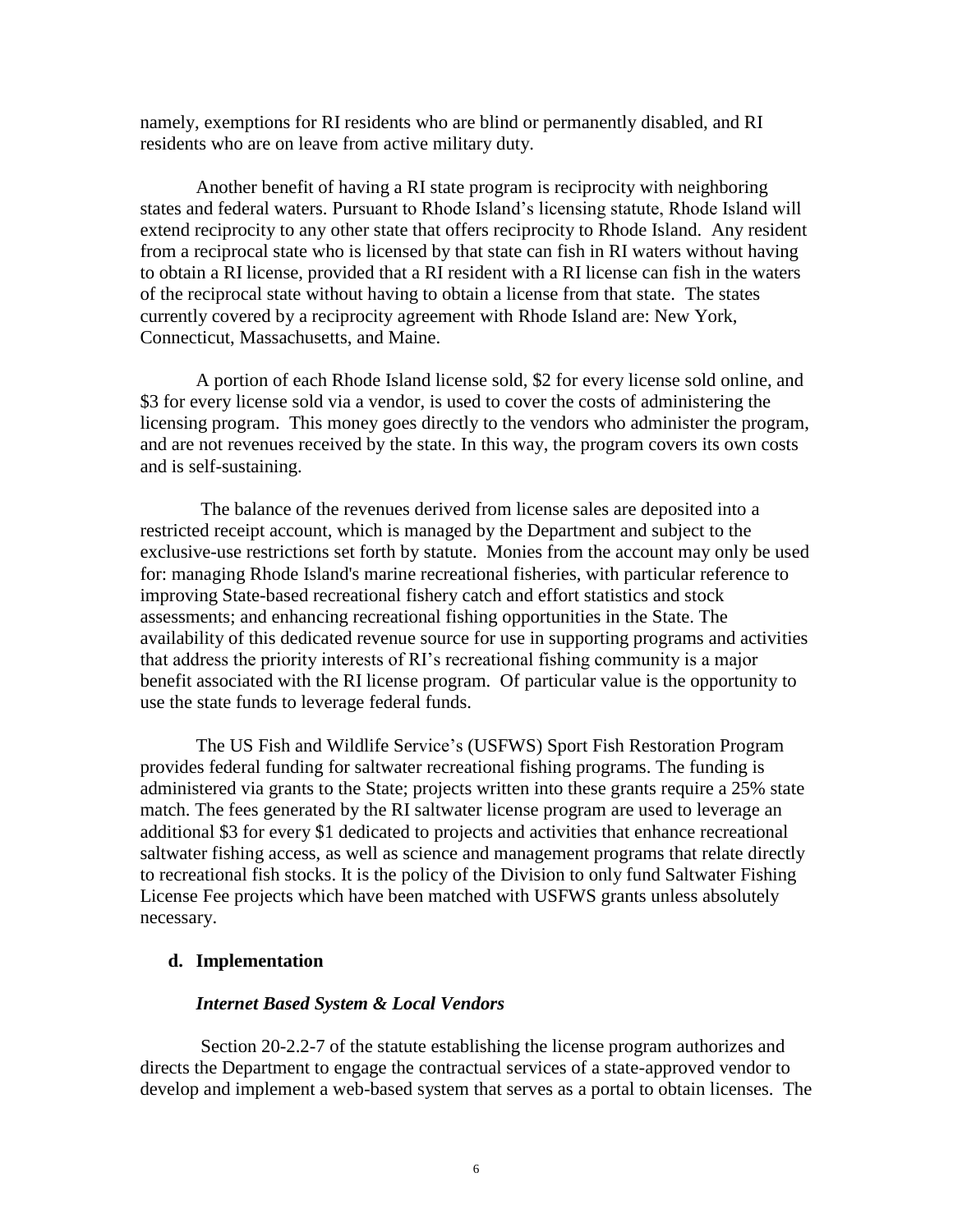namely, exemptions for RI residents who are blind or permanently disabled, and RI residents who are on leave from active military duty.

Another benefit of having a RI state program is reciprocity with neighboring states and federal waters. Pursuant to Rhode Island's licensing statute, Rhode Island will extend reciprocity to any other state that offers reciprocity to Rhode Island. Any resident from a reciprocal state who is licensed by that state can fish in RI waters without having to obtain a RI license, provided that a RI resident with a RI license can fish in the waters of the reciprocal state without having to obtain a license from that state. The states currently covered by a reciprocity agreement with Rhode Island are: New York, Connecticut, Massachusetts, and Maine.

A portion of each Rhode Island license sold, \$2 for every license sold online, and \$3 for every license sold via a vendor, is used to cover the costs of administering the licensing program. This money goes directly to the vendors who administer the program, and are not revenues received by the state. In this way, the program covers its own costs and is self-sustaining.

The balance of the revenues derived from license sales are deposited into a restricted receipt account, which is managed by the Department and subject to the exclusive-use restrictions set forth by statute. Monies from the account may only be used for: managing Rhode Island's marine recreational fisheries, with particular reference to improving State-based recreational fishery catch and effort statistics and stock assessments; and enhancing recreational fishing opportunities in the State. The availability of this dedicated revenue source for use in supporting programs and activities that address the priority interests of RI's recreational fishing community is a major benefit associated with the RI license program. Of particular value is the opportunity to use the state funds to leverage federal funds.

The US Fish and Wildlife Service's (USFWS) Sport Fish Restoration Program provides federal funding for saltwater recreational fishing programs. The funding is administered via grants to the State; projects written into these grants require a 25% state match. The fees generated by the RI saltwater license program are used to leverage an additional \$3 for every \$1 dedicated to projects and activities that enhance recreational saltwater fishing access, as well as science and management programs that relate directly to recreational fish stocks. It is the policy of the Division to only fund Saltwater Fishing License Fee projects which have been matched with USFWS grants unless absolutely necessary.

## d. Implementation

### *Internet Based System & Local Vendors*

Section 20-2.2-7 of the statute establishing the license program authorizes and directs the Department to engage the contractual services of a state-approved vendor to develop and implement a web-based system that serves as a portal to obtain licenses. The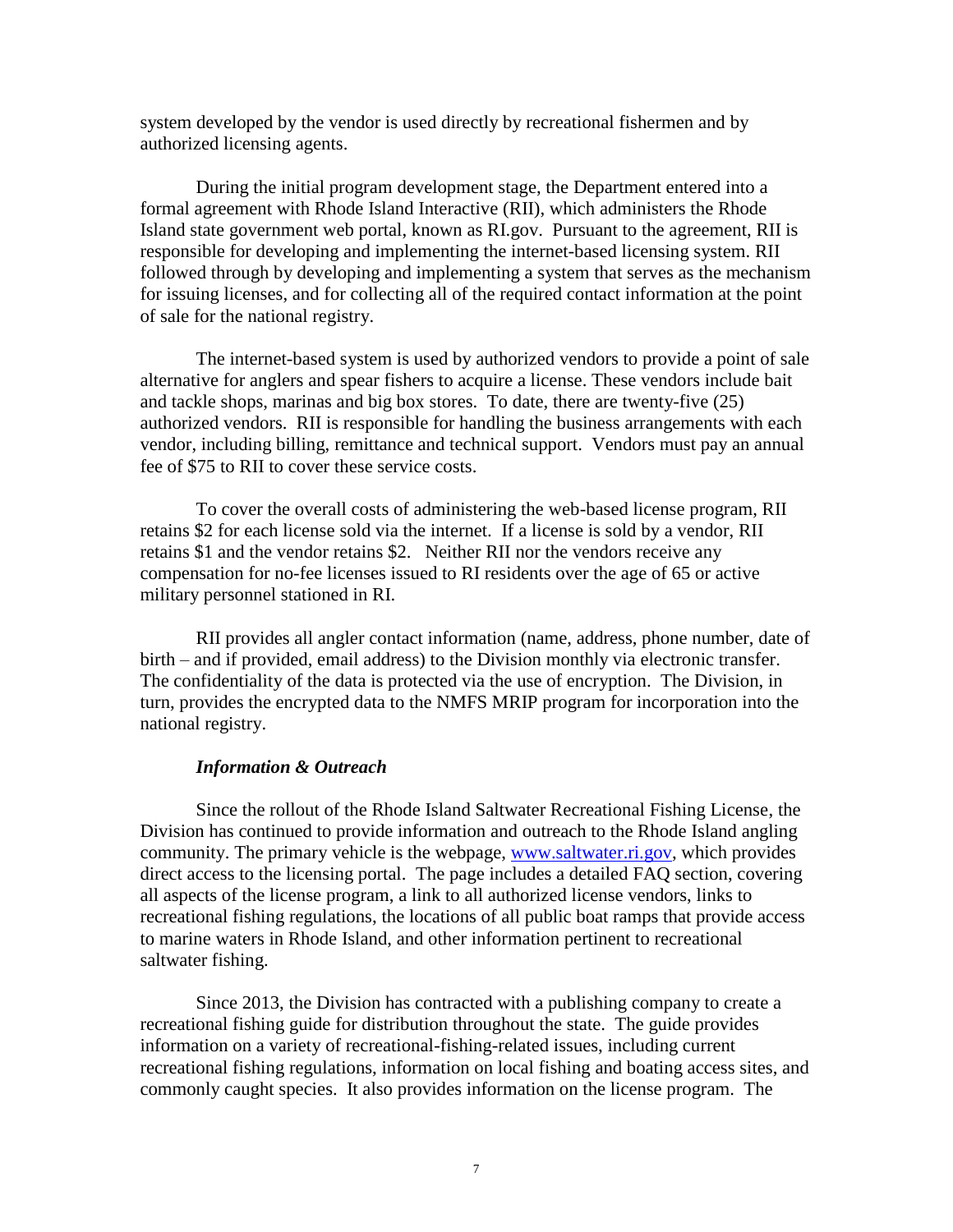system developed by the vendor is used directly by recreational fishermen and by authorized licensing agents.

During the initial program development stage, the Department entered into a formal agreement with Rhode Island Interactive (RII), which administers the Rhode Island state government web portal, known as RI.gov. Pursuant to the agreement, RII is responsible for developing and implementing the internet-based licensing system. RII followed through by developing and implementing a system that serves as the mechanism for issuing licenses, and for collecting all of the required contact information at the point of sale for the national registry.

The internet-based system is used by authorized vendors to provide a point of sale alternative for anglers and spear fishers to acquire a license. These vendors include bait and tackle shops, marinas and big box stores. To date, there are twenty-five (25) authorized vendors. RII is responsible for handling the business arrangements with each vendor, including billing, remittance and technical support. Vendors must pay an annual fee of $75 to RII to cover these service costs.

To cover the overall costs of administering the web-based license program, RII retains $2 for each license sold via the internet. If a license is sold by a vendor, RII retains $1 and the vendor retains $2. Neither RII nor the vendors receive any compensation for no-fee licenses issued to RI residents over the age of 65 or active military personnel stationed in RI.

RII provides all angler contact information (name, address, phone number, date of birth – and if provided, email address) to the Division monthly via electronic transfer. The confidentiality of the data is protected via the use of encryption. The Division, in turn, provides the encrypted data to the NMFS MRIP program for incorporation into the national registry.

***Information & Outreach***

Since the rollout of the Rhode Island Saltwater Recreational Fishing License, the Division has continued to provide information and outreach to the Rhode Island angling community. The primary vehicle is the webpage, [www.saltwater.ri.gov](http://www.saltwater.ri.gov), which provides direct access to the licensing portal. The page includes a detailed FAQ section, covering all aspects of the license program, a link to all authorized license vendors, links to recreational fishing regulations, the locations of all public boat ramps that provide access to marine waters in Rhode Island, and other information pertinent to recreational saltwater fishing.

Since 2013, the Division has contracted with a publishing company to create a recreational fishing guide for distribution throughout the state. The guide provides information on a variety of recreational-fishing-related issues, including current recreational fishing regulations, information on local fishing and boating access sites, and commonly caught species. It also provides information on the license program. The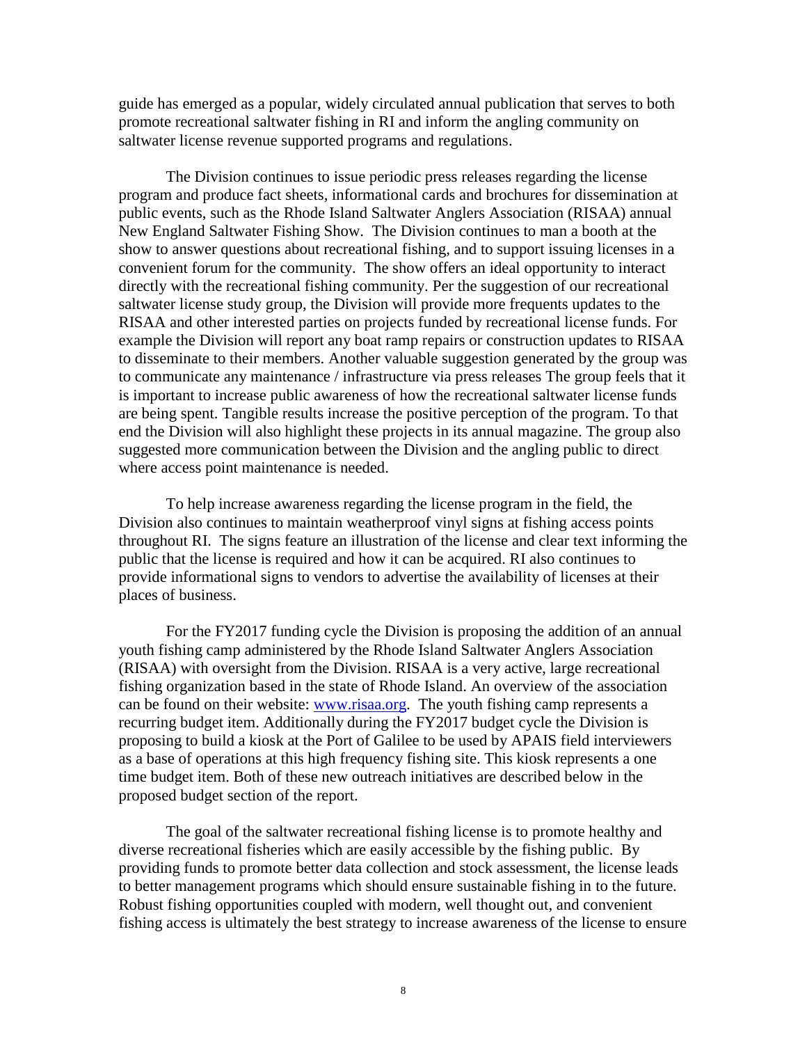guide has emerged as a popular, widely circulated annual publication that serves to both promote recreational saltwater fishing in RI and inform the angling community on saltwater license revenue supported programs and regulations.

The Division continues to issue periodic press releases regarding the license program and produce fact sheets, informational cards and brochures for dissemination at public events, such as the Rhode Island Saltwater Anglers Association (RISAA) annual New England Saltwater Fishing Show. The Division continues to man a booth at the show to answer questions about recreational fishing, and to support issuing licenses in a convenient forum for the community. The show offers an ideal opportunity to interact directly with the recreational fishing community. Per the suggestion of our recreational saltwater license study group, the Division will provide more frequents updates to the RISAA and other interested parties on projects funded by recreational license funds. For example the Division will report any boat ramp repairs or construction updates to RISAA to disseminate to their members. Another valuable suggestion generated by the group was to communicate any maintenance / infrastructure via press releases The group feels that it is important to increase public awareness of how the recreational saltwater license funds are being spent. Tangible results increase the positive perception of the program. To that end the Division will also highlight these projects in its annual magazine. The group also suggested more communication between the Division and the angling public to direct where access point maintenance is needed.

To help increase awareness regarding the license program in the field, the Division also continues to maintain weatherproof vinyl signs at fishing access points throughout RI. The signs feature an illustration of the license and clear text informing the public that the license is required and how it can be acquired. RI also continues to provide informational signs to vendors to advertise the availability of licenses at their places of business.

For the FY2017 funding cycle the Division is proposing the addition of an annual youth fishing camp administered by the Rhode Island Saltwater Anglers Association (RISAA) with oversight from the Division. RISAA is a very active, large recreational fishing organization based in the state of Rhode Island. An overview of the association can be found on their website: [www.risaa.org](http://www.risaa.org). The youth fishing camp represents a recurring budget item. Additionally during the FY2017 budget cycle the Division is proposing to build a kiosk at the Port of Galilee to be used by APAIS field interviewers as a base of operations at this high frequency fishing site. This kiosk represents a one time budget item. Both of these new outreach initiatives are described below in the proposed budget section of the report.

The goal of the saltwater recreational fishing license is to promote healthy and diverse recreational fisheries which are easily accessible by the fishing public. By providing funds to promote better data collection and stock assessment, the license leads to better management programs which should ensure sustainable fishing in to the future. Robust fishing opportunities coupled with modern, well thought out, and convenient fishing access is ultimately the best strategy to increase awareness of the license to ensure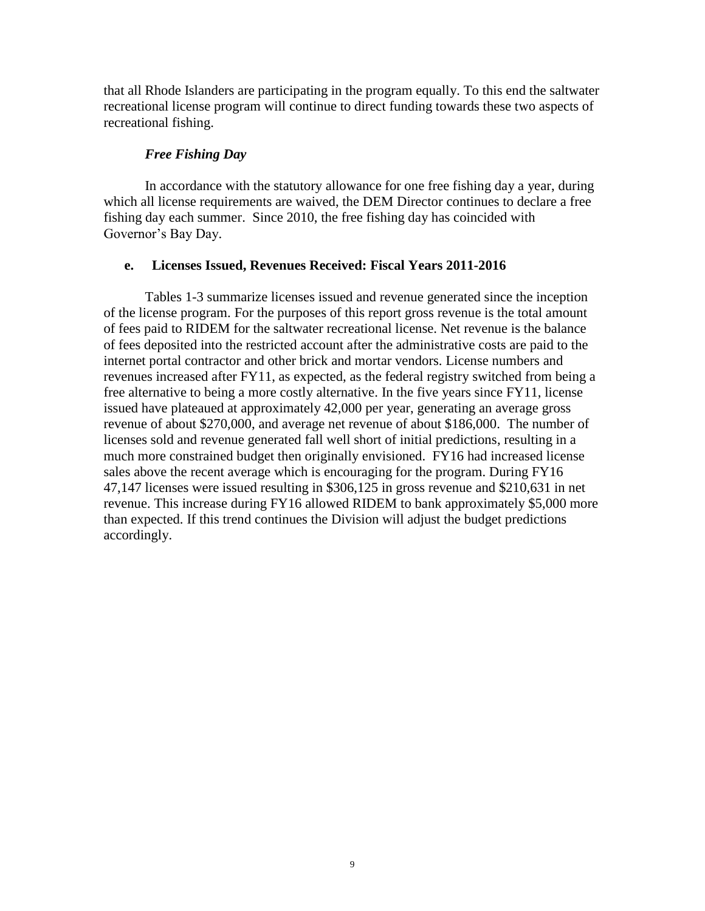that all Rhode Islanders are participating in the program equally. To this end the saltwater recreational license program will continue to direct funding towards these two aspects of recreational fishing.

### *Free Fishing Day*

In accordance with the statutory allowance for one free fishing day a year, during which all license requirements are waived, the DEM Director continues to declare a free fishing day each summer. Since 2010, the free fishing day has coincided with Governor's Bay Day.

### e. Licenses Issued, Revenues Received: Fiscal Years 2011-2016

Tables 1-3 summarize licenses issued and revenue generated since the inception of the license program. For the purposes of this report gross revenue is the total amount of fees paid to RIDEM for the saltwater recreational license. Net revenue is the balance of fees deposited into the restricted account after the administrative costs are paid to the internet portal contractor and other brick and mortar vendors. License numbers and revenues increased after FY11, as expected, as the federal registry switched from being a free alternative to being a more costly alternative. In the five years since FY11, license issued have plateaued at approximately 42,000 per year, generating an average gross revenue of about $270,000, and average net revenue of about $186,000. The number of licenses sold and revenue generated fall well short of initial predictions, resulting in a much more constrained budget then originally envisioned. FY16 had increased license sales above the recent average which is encouraging for the program. During FY16 47,147 licenses were issued resulting in $306,125 in gross revenue and $210,631 in net revenue. This increase during FY16 allowed RIDEM to bank approximately $5,000 more than expected. If this trend continues the Division will adjust the budget predictions accordingly.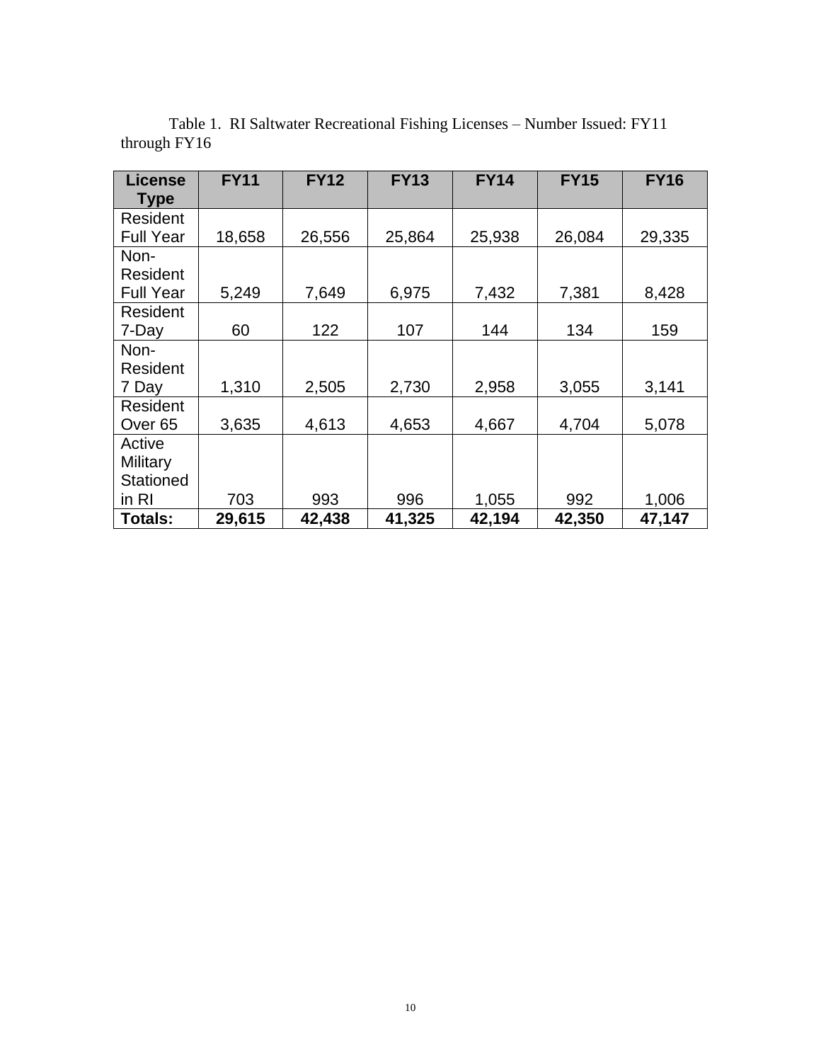Table 1. RI Saltwater Recreational Fishing Licenses – Number Issued: FY11 through FY16

| License Type | FY11 | FY12 | FY13 | FY14 | FY15 | FY16 |
|---|---|---|---|---|---|---|
| Resident Full Year | 18,658 | 26,556 | 25,864 | 25,938 | 26,084 | 29,335 |
| Non-Resident Full Year | 5,249 | 7,649 | 6,975 | 7,432 | 7,381 | 8,428 |
| Resident 7-Day | 60 | 122 | 107 | 144 | 134 | 159 |
| Non-Resident 7 Day | 1,310 | 2,505 | 2,730 | 2,958 | 3,055 | 3,141 |
| Resident Over 65 | 3,635 | 4,613 | 4,653 | 4,667 | 4,704 | 5,078 |
| Active Military Stationed in RI | 703 | 993 | 996 | 1,055 | 992 | 1,006 |
| **Totals:** | **29,615** | **42,438** | **41,325** | **42,194** | **42,350** | **47,147** |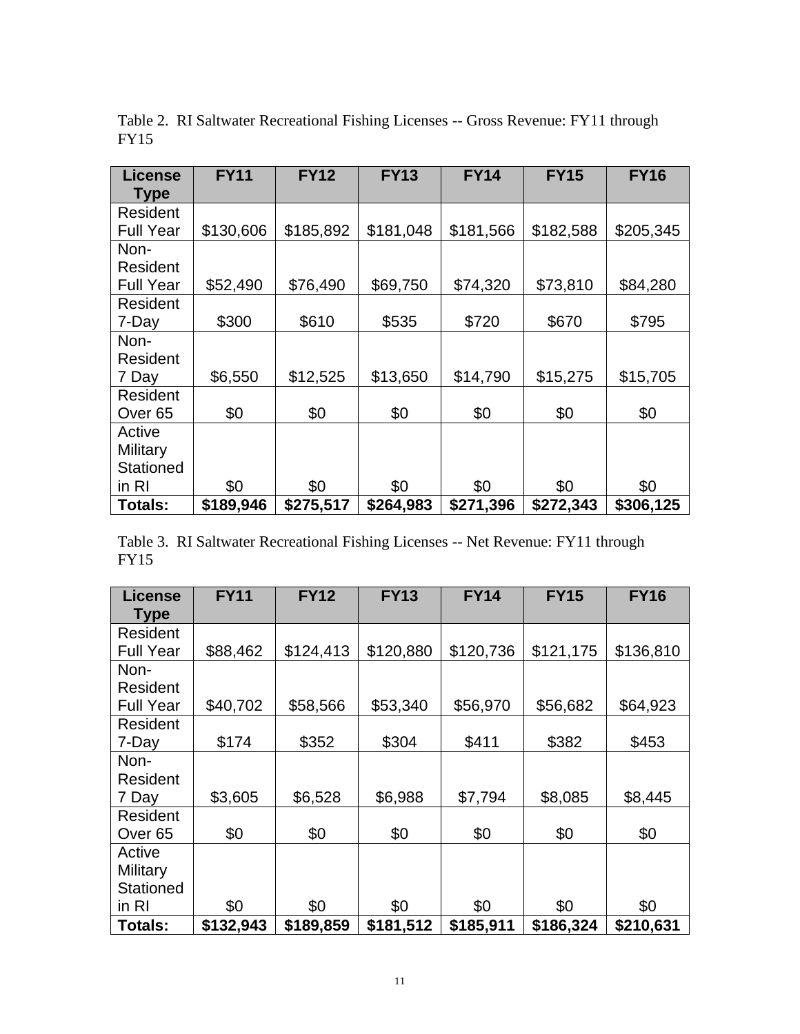Table 2. RI Saltwater Recreational Fishing Licenses -- Gross Revenue: FY11 through FY15

| License Type | FY11 | FY12 | FY13 | FY14 | FY15 | FY16 |
|---|---|---|---|---|---|---|
| Resident Full Year | $130,606 | $185,892 | $181,048 | $181,566 | $182,588 | $205,345 |
| Non-Resident Full Year | $52,490 | $76,490 | $69,750 | $74,320 | $73,810 | $84,280 |
| Resident 7-Day | $300 | $610 | $535 | $720 | $670 | $795 |
| Non-Resident 7 Day | $6,550 | $12,525 | $13,650 | $14,790 | $15,275 | $15,705 |
| Resident Over 65 | $0 | $0 | $0 | $0 | $0 | $0 |
| Active Military Stationed in RI | $0 | $0 | $0 | $0 | $0 | $0 |
| **Totals:** | **$189,946** | **$275,517** | **$264,983** | **$271,396** | **$272,343** | **$306,125** |

Table 3. RI Saltwater Recreational Fishing Licenses -- Net Revenue: FY11 through FY15

| License Type | FY11 | FY12 | FY13 | FY14 | FY15 | FY16 |
|---|---|---|---|---|---|---|
| Resident Full Year | $88,462 | $124,413 | $120,880 | $120,736 | $121,175 | $136,810 |
| Non-Resident Full Year | $40,702 | $58,566 | $53,340 | $56,970 | $56,682 | $64,923 |
| Resident 7-Day | $174 | $352 | $304 | $411 | $382 | $453 |
| Non-Resident 7 Day | $3,605 | $6,528 | $6,988 | $7,794 | $8,085 | $8,445 |
| Resident Over 65 | $0 | $0 | $0 | $0 | $0 | $0 |
| Active Military Stationed in RI | $0 | $0 | $0 | $0 | $0 | $0 |
| **Totals:** | **$132,943** | **$189,859** | **$181,512** | **$185,911** | **$186,324** | **$210,631** |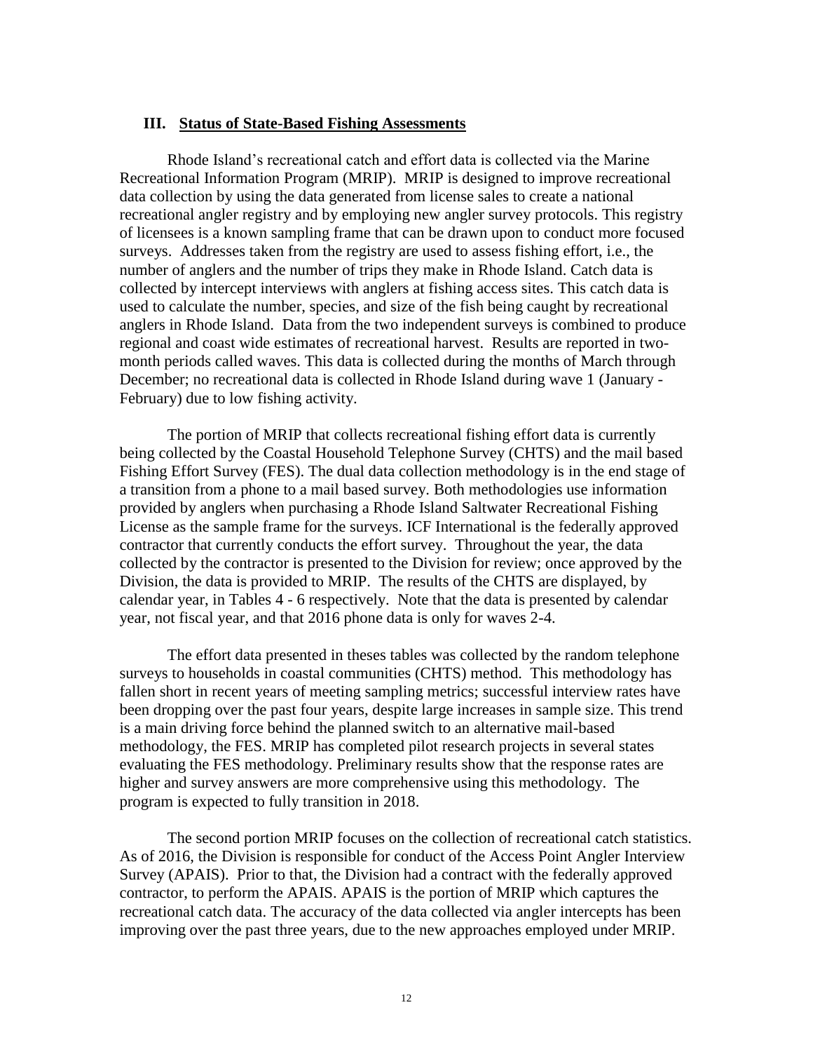## III. **Status of State-Based Fishing Assessments**

Rhode Island's recreational catch and effort data is collected via the Marine Recreational Information Program (MRIP). MRIP is designed to improve recreational data collection by using the data generated from license sales to create a national recreational angler registry and by employing new angler survey protocols. This registry of licensees is a known sampling frame that can be drawn upon to conduct more focused surveys. Addresses taken from the registry are used to assess fishing effort, i.e., the number of anglers and the number of trips they make in Rhode Island. Catch data is collected by intercept interviews with anglers at fishing access sites. This catch data is used to calculate the number, species, and size of the fish being caught by recreational anglers in Rhode Island. Data from the two independent surveys is combined to produce regional and coast wide estimates of recreational harvest. Results are reported in two-month periods called waves. This data is collected during the months of March through December; no recreational data is collected in Rhode Island during wave 1 (January - February) due to low fishing activity.

The portion of MRIP that collects recreational fishing effort data is currently being collected by the Coastal Household Telephone Survey (CHTS) and the mail based Fishing Effort Survey (FES). The dual data collection methodology is in the end stage of a transition from a phone to a mail based survey. Both methodologies use information provided by anglers when purchasing a Rhode Island Saltwater Recreational Fishing License as the sample frame for the surveys. ICF International is the federally approved contractor that currently conducts the effort survey. Throughout the year, the data collected by the contractor is presented to the Division for review; once approved by the Division, the data is provided to MRIP. The results of the CHTS are displayed, by calendar year, in Tables 4 - 6 respectively. Note that the data is presented by calendar year, not fiscal year, and that 2016 phone data is only for waves 2-4.

The effort data presented in theses tables was collected by the random telephone surveys to households in coastal communities (CHTS) method. This methodology has fallen short in recent years of meeting sampling metrics; successful interview rates have been dropping over the past four years, despite large increases in sample size. This trend is a main driving force behind the planned switch to an alternative mail-based methodology, the FES. MRIP has completed pilot research projects in several states evaluating the FES methodology. Preliminary results show that the response rates are higher and survey answers are more comprehensive using this methodology. The program is expected to fully transition in 2018.

The second portion MRIP focuses on the collection of recreational catch statistics. As of 2016, the Division is responsible for conduct of the Access Point Angler Interview Survey (APAIS). Prior to that, the Division had a contract with the federally approved contractor, to perform the APAIS. APAIS is the portion of MRIP which captures the recreational catch data. The accuracy of the data collected via angler intercepts has been improving over the past three years, due to the new approaches employed under MRIP.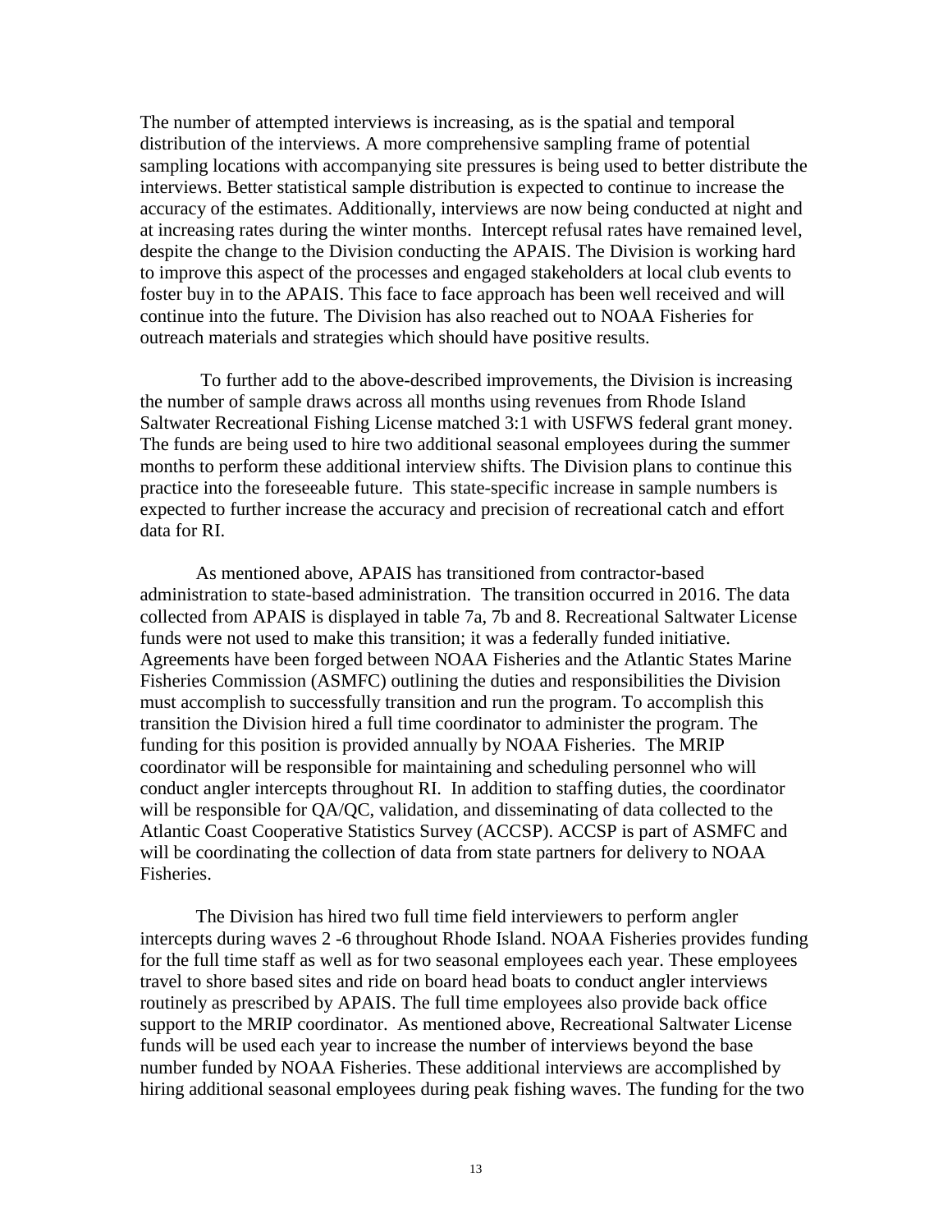The number of attempted interviews is increasing, as is the spatial and temporal distribution of the interviews. A more comprehensive sampling frame of potential sampling locations with accompanying site pressures is being used to better distribute the interviews. Better statistical sample distribution is expected to continue to increase the accuracy of the estimates. Additionally, interviews are now being conducted at night and at increasing rates during the winter months. Intercept refusal rates have remained level, despite the change to the Division conducting the APAIS. The Division is working hard to improve this aspect of the processes and engaged stakeholders at local club events to foster buy in to the APAIS. This face to face approach has been well received and will continue into the future. The Division has also reached out to NOAA Fisheries for outreach materials and strategies which should have positive results.

To further add to the above-described improvements, the Division is increasing the number of sample draws across all months using revenues from Rhode Island Saltwater Recreational Fishing License matched 3:1 with USFWS federal grant money. The funds are being used to hire two additional seasonal employees during the summer months to perform these additional interview shifts. The Division plans to continue this practice into the foreseeable future. This state-specific increase in sample numbers is expected to further increase the accuracy and precision of recreational catch and effort data for RI.

As mentioned above, APAIS has transitioned from contractor-based administration to state-based administration. The transition occurred in 2016. The data collected from APAIS is displayed in table 7a, 7b and 8. Recreational Saltwater License funds were not used to make this transition; it was a federally funded initiative. Agreements have been forged between NOAA Fisheries and the Atlantic States Marine Fisheries Commission (ASMFC) outlining the duties and responsibilities the Division must accomplish to successfully transition and run the program. To accomplish this transition the Division hired a full time coordinator to administer the program. The funding for this position is provided annually by NOAA Fisheries. The MRIP coordinator will be responsible for maintaining and scheduling personnel who will conduct angler intercepts throughout RI. In addition to staffing duties, the coordinator will be responsible for QA/QC, validation, and disseminating of data collected to the Atlantic Coast Cooperative Statistics Survey (ACCSP). ACCSP is part of ASMFC and will be coordinating the collection of data from state partners for delivery to NOAA Fisheries.

The Division has hired two full time field interviewers to perform angler intercepts during waves 2 -6 throughout Rhode Island. NOAA Fisheries provides funding for the full time staff as well as for two seasonal employees each year. These employees travel to shore based sites and ride on board head boats to conduct angler interviews routinely as prescribed by APAIS. The full time employees also provide back office support to the MRIP coordinator. As mentioned above, Recreational Saltwater License funds will be used each year to increase the number of interviews beyond the base number funded by NOAA Fisheries. These additional interviews are accomplished by hiring additional seasonal employees during peak fishing waves. The funding for the two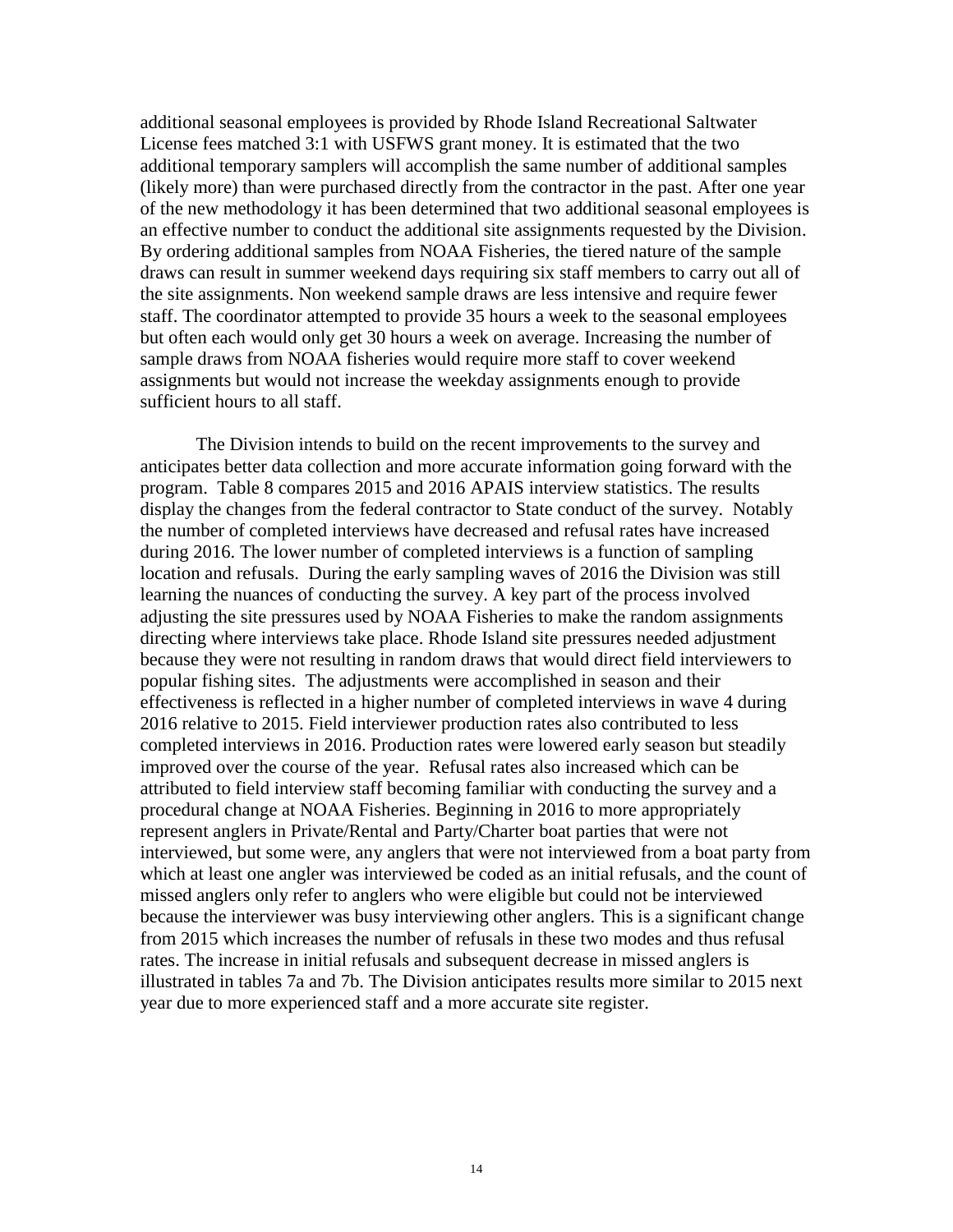additional seasonal employees is provided by Rhode Island Recreational Saltwater License fees matched 3:1 with USFWS grant money. It is estimated that the two additional temporary samplers will accomplish the same number of additional samples (likely more) than were purchased directly from the contractor in the past. After one year of the new methodology it has been determined that two additional seasonal employees is an effective number to conduct the additional site assignments requested by the Division. By ordering additional samples from NOAA Fisheries, the tiered nature of the sample draws can result in summer weekend days requiring six staff members to carry out all of the site assignments. Non weekend sample draws are less intensive and require fewer staff. The coordinator attempted to provide 35 hours a week to the seasonal employees but often each would only get 30 hours a week on average. Increasing the number of sample draws from NOAA fisheries would require more staff to cover weekend assignments but would not increase the weekday assignments enough to provide sufficient hours to all staff.

The Division intends to build on the recent improvements to the survey and anticipates better data collection and more accurate information going forward with the program. Table 8 compares 2015 and 2016 APAIS interview statistics. The results display the changes from the federal contractor to State conduct of the survey. Notably the number of completed interviews have decreased and refusal rates have increased during 2016. The lower number of completed interviews is a function of sampling location and refusals. During the early sampling waves of 2016 the Division was still learning the nuances of conducting the survey. A key part of the process involved adjusting the site pressures used by NOAA Fisheries to make the random assignments directing where interviews take place. Rhode Island site pressures needed adjustment because they were not resulting in random draws that would direct field interviewers to popular fishing sites. The adjustments were accomplished in season and their effectiveness is reflected in a higher number of completed interviews in wave 4 during 2016 relative to 2015. Field interviewer production rates also contributed to less completed interviews in 2016. Production rates were lowered early season but steadily improved over the course of the year. Refusal rates also increased which can be attributed to field interview staff becoming familiar with conducting the survey and a procedural change at NOAA Fisheries. Beginning in 2016 to more appropriately represent anglers in Private/Rental and Party/Charter boat parties that were not interviewed, but some were, any anglers that were not interviewed from a boat party from which at least one angler was interviewed be coded as an initial refusals, and the count of missed anglers only refer to anglers who were eligible but could not be interviewed because the interviewer was busy interviewing other anglers. This is a significant change from 2015 which increases the number of refusals in these two modes and thus refusal rates. The increase in initial refusals and subsequent decrease in missed anglers is illustrated in tables 7a and 7b. The Division anticipates results more similar to 2015 next year due to more experienced staff and a more accurate site register.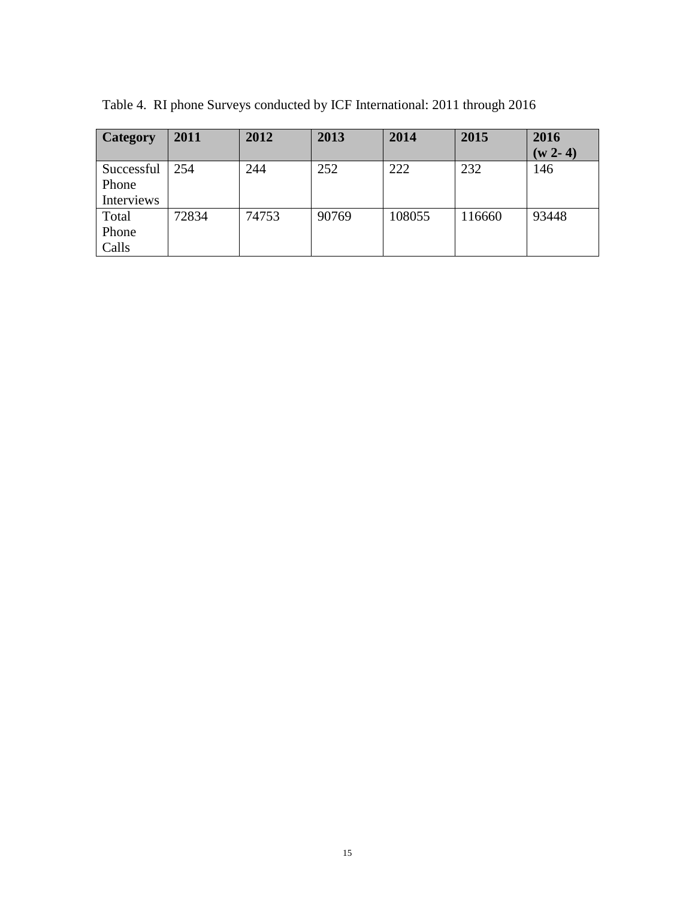Table 4. RI phone Surveys conducted by ICF International: 2011 through 2016

| Category | 2011 | 2012 | 2013 | 2014 | 2015 | 2016 (w 2- 4) |
|---|---|---|---|---|---|---|
| Successful Phone Interviews | 254 | 244 | 252 | 222 | 232 | 146 |
| Total Phone Calls | 72834 | 74753 | 90769 | 108055 | 116660 | 93448 |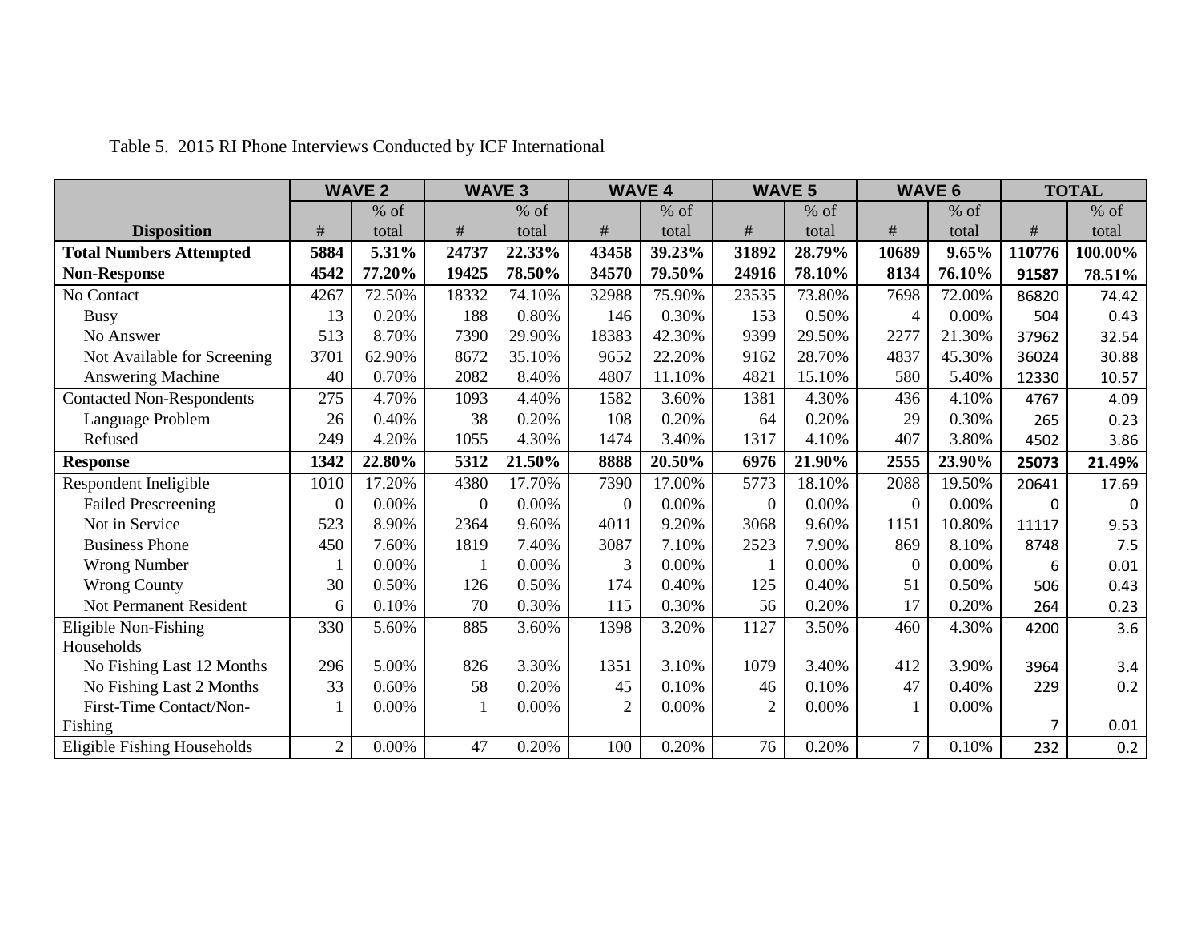Table 5. 2015 RI Phone Interviews Conducted by ICF International

| | WAVE 2 | | WAVE 3 | | WAVE 4 | | WAVE 5 | | WAVE 6 | | TOTAL | |
|---|---|---|---|---|---|---|---|---|---|---|---|---|
| **Disposition** | # | % of total | # | % of total | # | % of total | # | % of total | # | % of total | # | % of total |
| **Total Numbers Attempted** | **5884** | **5.31%** | **24737** | **22.33%** | **43458** | **39.23%** | **31892** | **28.79%** | **10689** | **9.65%** | **110776** | **100.00%** |
| **Non-Response** | **4542** | **77.20%** | **19425** | **78.50%** | **34570** | **79.50%** | **24916** | **78.10%** | **8134** | **76.10%** | **91587** | **78.51%** |
| No Contact | 4267 | 72.50% | 18332 | 74.10% | 32988 | 75.90% | 23535 | 73.80% | 7698 | 72.00% | 86820 | 74.42 |
| Busy | 13 | 0.20% | 188 | 0.80% | 146 | 0.30% | 153 | 0.50% | 4 | 0.00% | 504 | 0.43 |
| No Answer | 513 | 8.70% | 7390 | 29.90% | 18383 | 42.30% | 9399 | 29.50% | 2277 | 21.30% | 37962 | 32.54 |
| Not Available for Screening | 3701 | 62.90% | 8672 | 35.10% | 9652 | 22.20% | 9162 | 28.70% | 4837 | 45.30% | 36024 | 30.88 |
| Answering Machine | 40 | 0.70% | 2082 | 8.40% | 4807 | 11.10% | 4821 | 15.10% | 580 | 5.40% | 12330 | 10.57 |
| Contacted Non-Respondents | 275 | 4.70% | 1093 | 4.40% | 1582 | 3.60% | 1381 | 4.30% | 436 | 4.10% | 4767 | 4.09 |
| Language Problem | 26 | 0.40% | 38 | 0.20% | 108 | 0.20% | 64 | 0.20% | 29 | 0.30% | 265 | 0.23 |
| Refused | 249 | 4.20% | 1055 | 4.30% | 1474 | 3.40% | 1317 | 4.10% | 407 | 3.80% | 4502 | 3.86 |
| **Response** | **1342** | **22.80%** | **5312** | **21.50%** | **8888** | **20.50%** | **6976** | **21.90%** | **2555** | **23.90%** | **25073** | **21.49%** |
| Respondent Ineligible | 1010 | 17.20% | 4380 | 17.70% | 7390 | 17.00% | 5773 | 18.10% | 2088 | 19.50% | 20641 | 17.69 |
| Failed Prescreening | 0 | 0.00% | 0 | 0.00% | 0 | 0.00% | 0 | 0.00% | 0 | 0.00% | 0 | 0 |
| Not in Service | 523 | 8.90% | 2364 | 9.60% | 4011 | 9.20% | 3068 | 9.60% | 1151 | 10.80% | 11117 | 9.53 |
| Business Phone | 450 | 7.60% | 1819 | 7.40% | 3087 | 7.10% | 2523 | 7.90% | 869 | 8.10% | 8748 | 7.5 |
| Wrong Number | 1 | 0.00% | 1 | 0.00% | 3 | 0.00% | 1 | 0.00% | 0 | 0.00% | 6 | 0.01 |
| Wrong County | 30 | 0.50% | 126 | 0.50% | 174 | 0.40% | 125 | 0.40% | 51 | 0.50% | 506 | 0.43 |
| Not Permanent Resident | 6 | 0.10% | 70 | 0.30% | 115 | 0.30% | 56 | 0.20% | 17 | 0.20% | 264 | 0.23 |
| Eligible Non-Fishing Households | 330 | 5.60% | 885 | 3.60% | 1398 | 3.20% | 1127 | 3.50% | 460 | 4.30% | 4200 | 3.6 |
| No Fishing Last 12 Months | 296 | 5.00% | 826 | 3.30% | 1351 | 3.10% | 1079 | 3.40% | 412 | 3.90% | 3964 | 3.4 |
| No Fishing Last 2 Months | 33 | 0.60% | 58 | 0.20% | 45 | 0.10% | 46 | 0.10% | 47 | 0.40% | 229 | 0.2 |
| First-Time Contact/Non-Fishing | 1 | 0.00% | 1 | 0.00% | 2 | 0.00% | 2 | 0.00% | 1 | 0.00% | 7 | 0.01 |
| Eligible Fishing Households | 2 | 0.00% | 47 | 0.20% | 100 | 0.20% | 76 | 0.20% | 7 | 0.10% | 232 | 0.2 |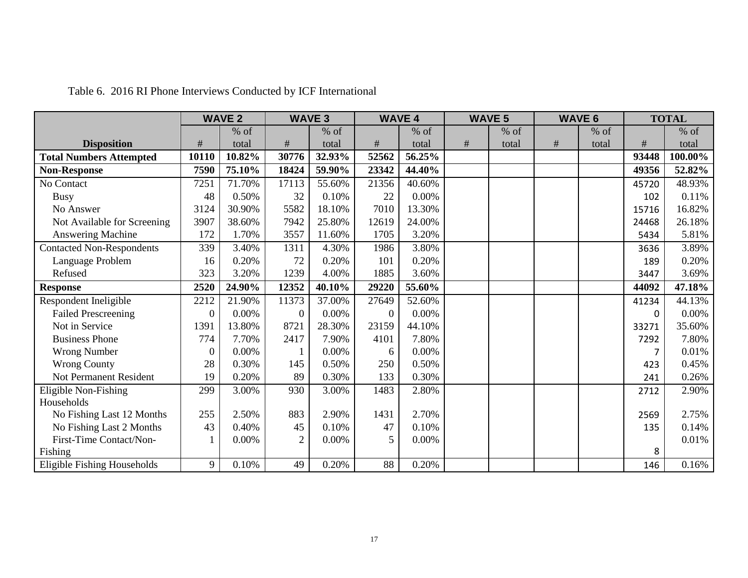Table 6. 2016 RI Phone Interviews Conducted by ICF International

| Disposition | WAVE 2 | | WAVE 3 | | WAVE 4 | | WAVE 5 | | WAVE 6 | | TOTAL | |
|---|---|---|---|---|---|---|---|---|---|---|---|---|
| | # | % of total | # | % of total | # | % of total | # | % of total | # | % of total | # | % of total |
| **Total Numbers Attempted** | **10110** | **10.82%** | **30776** | **32.93%** | **52562** | **56.25%** | | | | | **93448** | **100.00%** |
| **Non-Response** | **7590** | **75.10%** | **18424** | **59.90%** | **23342** | **44.40%** | | | | | **49356** | **52.82%** |
| No Contact | 7251 | 71.70% | 17113 | 55.60% | 21356 | 40.60% | | | | | 45720 | 48.93% |
| Busy | 48 | 0.50% | 32 | 0.10% | 22 | 0.00% | | | | | 102 | 0.11% |
| No Answer | 3124 | 30.90% | 5582 | 18.10% | 7010 | 13.30% | | | | | 15716 | 16.82% |
| Not Available for Screening | 3907 | 38.60% | 7942 | 25.80% | 12619 | 24.00% | | | | | 24468 | 26.18% |
| Answering Machine | 172 | 1.70% | 3557 | 11.60% | 1705 | 3.20% | | | | | 5434 | 5.81% |
| Contacted Non-Respondents | 339 | 3.40% | 1311 | 4.30% | 1986 | 3.80% | | | | | 3636 | 3.89% |
| Language Problem | 16 | 0.20% | 72 | 0.20% | 101 | 0.20% | | | | | 189 | 0.20% |
| Refused | 323 | 3.20% | 1239 | 4.00% | 1885 | 3.60% | | | | | 3447 | 3.69% |
| **Response** | **2520** | **24.90%** | **12352** | **40.10%** | **29220** | **55.60%** | | | | | **44092** | **47.18%** |
| Respondent Ineligible | 2212 | 21.90% | 11373 | 37.00% | 27649 | 52.60% | | | | | 41234 | 44.13% |
| Failed Prescreening | 0 | 0.00% | 0 | 0.00% | 0 | 0.00% | | | | | 0 | 0.00% |
| Not in Service | 1391 | 13.80% | 8721 | 28.30% | 23159 | 44.10% | | | | | 33271 | 35.60% |
| Business Phone | 774 | 7.70% | 2417 | 7.90% | 4101 | 7.80% | | | | | 7292 | 7.80% |
| Wrong Number | 0 | 0.00% | 1 | 0.00% | 6 | 0.00% | | | | | 7 | 0.01% |
| Wrong County | 28 | 0.30% | 145 | 0.50% | 250 | 0.50% | | | | | 423 | 0.45% |
| Not Permanent Resident | 19 | 0.20% | 89 | 0.30% | 133 | 0.30% | | | | | 241 | 0.26% |
| Eligible Non-Fishing Households | 299 | 3.00% | 930 | 3.00% | 1483 | 2.80% | | | | | 2712 | 2.90% |
| No Fishing Last 12 Months | 255 | 2.50% | 883 | 2.90% | 1431 | 2.70% | | | | | 2569 | 2.75% |
| No Fishing Last 2 Months | 43 | 0.40% | 45 | 0.10% | 47 | 0.10% | | | | | 135 | 0.14% |
| First-Time Contact/Non-Fishing | 1 | 0.00% | 2 | 0.00% | 5 | 0.00% | | | | | 8 | 0.01% |
| Eligible Fishing Households | 9 | 0.10% | 49 | 0.20% | 88 | 0.20% | | | | | 146 | 0.16% |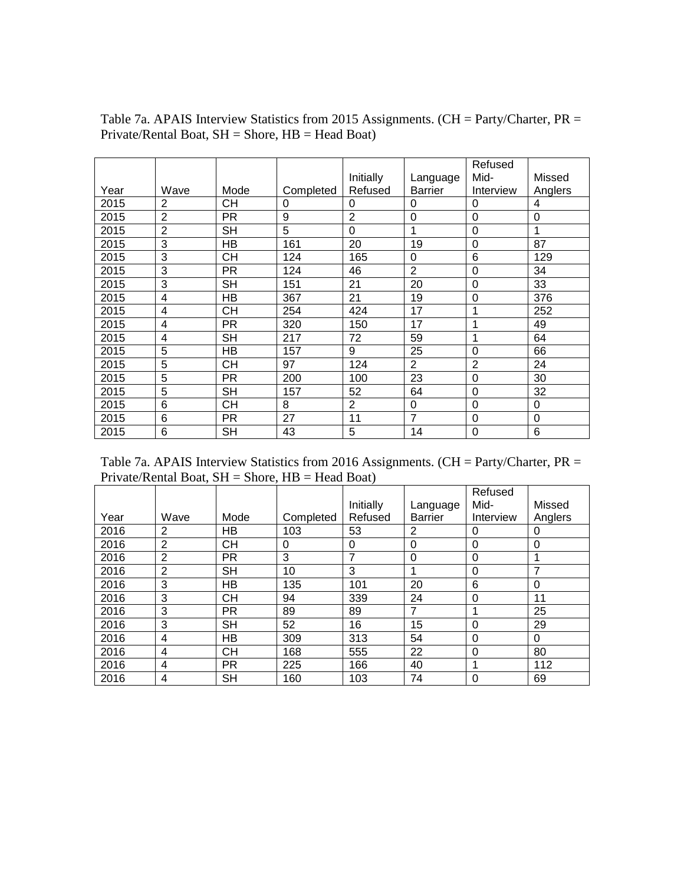Table 7a. APAIS Interview Statistics from 2015 Assignments. (CH = Party/Charter, PR = Private/Rental Boat, SH = Shore, HB = Head Boat)

| Year | Wave | Mode | Completed | Initially Refused | Language Barrier | Refused Mid-Interview | Missed Anglers |
|---|---|---|---|---|---|---|---|
| 2015 | 2 | CH | 0 | 0 | 0 | 0 | 4 |
| 2015 | 2 | PR | 9 | 2 | 0 | 0 | 0 |
| 2015 | 2 | SH | 5 | 0 | 1 | 0 | 1 |
| 2015 | 3 | HB | 161 | 20 | 19 | 0 | 87 |
| 2015 | 3 | CH | 124 | 165 | 0 | 6 | 129 |
| 2015 | 3 | PR | 124 | 46 | 2 | 0 | 34 |
| 2015 | 3 | SH | 151 | 21 | 20 | 0 | 33 |
| 2015 | 4 | HB | 367 | 21 | 19 | 0 | 376 |
| 2015 | 4 | CH | 254 | 424 | 17 | 1 | 252 |
| 2015 | 4 | PR | 320 | 150 | 17 | 1 | 49 |
| 2015 | 4 | SH | 217 | 72 | 59 | 1 | 64 |
| 2015 | 5 | HB | 157 | 9 | 25 | 0 | 66 |
| 2015 | 5 | CH | 97 | 124 | 2 | 2 | 24 |
| 2015 | 5 | PR | 200 | 100 | 23 | 0 | 30 |
| 2015 | 5 | SH | 157 | 52 | 64 | 0 | 32 |
| 2015 | 6 | CH | 8 | 2 | 0 | 0 | 0 |
| 2015 | 6 | PR | 27 | 11 | 7 | 0 | 0 |
| 2015 | 6 | SH | 43 | 5 | 14 | 0 | 6 |

Table 7a. APAIS Interview Statistics from 2016 Assignments. (CH = Party/Charter, PR = Private/Rental Boat, SH = Shore, HB = Head Boat)

| Year | Wave | Mode | Completed | Initially Refused | Language Barrier | Refused Mid-Interview | Missed Anglers |
|---|---|---|---|---|---|---|---|
| 2016 | 2 | HB | 103 | 53 | 2 | 0 | 0 |
| 2016 | 2 | CH | 0 | 0 | 0 | 0 | 0 |
| 2016 | 2 | PR | 3 | 7 | 0 | 0 | 1 |
| 2016 | 2 | SH | 10 | 3 | 1 | 0 | 7 |
| 2016 | 3 | HB | 135 | 101 | 20 | 6 | 0 |
| 2016 | 3 | CH | 94 | 339 | 24 | 0 | 11 |
| 2016 | 3 | PR | 89 | 89 | 7 | 1 | 25 |
| 2016 | 3 | SH | 52 | 16 | 15 | 0 | 29 |
| 2016 | 4 | HB | 309 | 313 | 54 | 0 | 0 |
| 2016 | 4 | CH | 168 | 555 | 22 | 0 | 80 |
| 2016 | 4 | PR | 225 | 166 | 40 | 1 | 112 |
| 2016 | 4 | SH | 160 | 103 | 74 | 0 | 69 |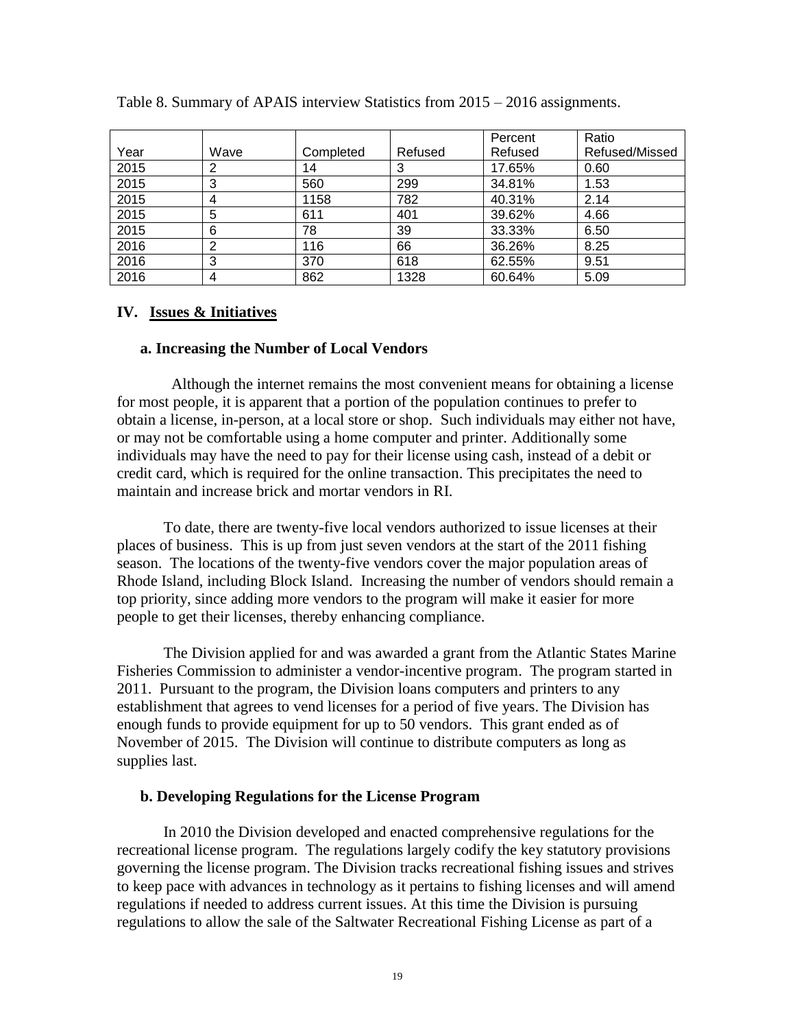Table 8. Summary of APAIS interview Statistics from 2015 – 2016 assignments.

| Year | Wave | Completed | Refused | Percent Refused | Ratio Refused/Missed |
|---|---|---|---|---|---|
| 2015 | 2 | 14 | 3 | 17.65% | 0.60 |
| 2015 | 3 | 560 | 299 | 34.81% | 1.53 |
| 2015 | 4 | 1158 | 782 | 40.31% | 2.14 |
| 2015 | 5 | 611 | 401 | 39.62% | 4.66 |
| 2015 | 6 | 78 | 39 | 33.33% | 6.50 |
| 2016 | 2 | 116 | 66 | 36.26% | 8.25 |
| 2016 | 3 | 370 | 618 | 62.55% | 9.51 |
| 2016 | 4 | 862 | 1328 | 60.64% | 5.09 |

## IV. Issues & Initiatives

### a. Increasing the Number of Local Vendors

Although the internet remains the most convenient means for obtaining a license for most people, it is apparent that a portion of the population continues to prefer to obtain a license, in-person, at a local store or shop. Such individuals may either not have, or may not be comfortable using a home computer and printer. Additionally some individuals may have the need to pay for their license using cash, instead of a debit or credit card, which is required for the online transaction. This precipitates the need to maintain and increase brick and mortar vendors in RI.

To date, there are twenty-five local vendors authorized to issue licenses at their places of business. This is up from just seven vendors at the start of the 2011 fishing season. The locations of the twenty-five vendors cover the major population areas of Rhode Island, including Block Island. Increasing the number of vendors should remain a top priority, since adding more vendors to the program will make it easier for more people to get their licenses, thereby enhancing compliance.

The Division applied for and was awarded a grant from the Atlantic States Marine Fisheries Commission to administer a vendor-incentive program. The program started in 2011. Pursuant to the program, the Division loans computers and printers to any establishment that agrees to vend licenses for a period of five years. The Division has enough funds to provide equipment for up to 50 vendors. This grant ended as of November of 2015. The Division will continue to distribute computers as long as supplies last.

### b. Developing Regulations for the License Program

In 2010 the Division developed and enacted comprehensive regulations for the recreational license program. The regulations largely codify the key statutory provisions governing the license program. The Division tracks recreational fishing issues and strives to keep pace with advances in technology as it pertains to fishing licenses and will amend regulations if needed to address current issues. At this time the Division is pursuing regulations to allow the sale of the Saltwater Recreational Fishing License as part of a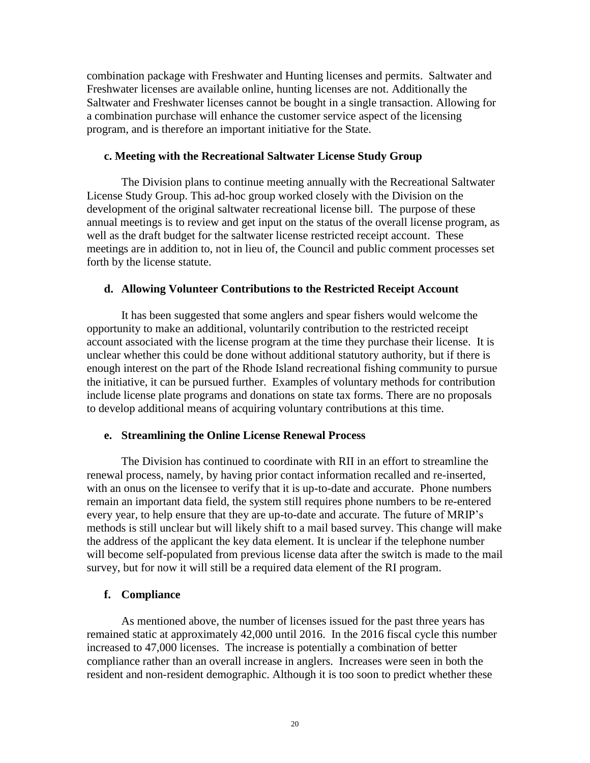combination package with Freshwater and Hunting licenses and permits. Saltwater and Freshwater licenses are available online, hunting licenses are not. Additionally the Saltwater and Freshwater licenses cannot be bought in a single transaction. Allowing for a combination purchase will enhance the customer service aspect of the licensing program, and is therefore an important initiative for the State.

### c. Meeting with the Recreational Saltwater License Study Group

The Division plans to continue meeting annually with the Recreational Saltwater License Study Group. This ad-hoc group worked closely with the Division on the development of the original saltwater recreational license bill. The purpose of these annual meetings is to review and get input on the status of the overall license program, as well as the draft budget for the saltwater license restricted receipt account. These meetings are in addition to, not in lieu of, the Council and public comment processes set forth by the license statute.

### d. Allowing Volunteer Contributions to the Restricted Receipt Account

It has been suggested that some anglers and spear fishers would welcome the opportunity to make an additional, voluntarily contribution to the restricted receipt account associated with the license program at the time they purchase their license. It is unclear whether this could be done without additional statutory authority, but if there is enough interest on the part of the Rhode Island recreational fishing community to pursue the initiative, it can be pursued further. Examples of voluntary methods for contribution include license plate programs and donations on state tax forms. There are no proposals to develop additional means of acquiring voluntary contributions at this time.

### e. Streamlining the Online License Renewal Process

The Division has continued to coordinate with RII in an effort to streamline the renewal process, namely, by having prior contact information recalled and re-inserted, with an onus on the licensee to verify that it is still up-to-date and accurate. Phone numbers remain an important data field, the system still requires phone numbers to be re-entered every year, to help ensure that they are up-to-date and accurate. The future of MRIP's methods is still unclear but will likely shift to a mail based survey. This change will make the address of the applicant the key data element. It is unclear if the telephone number will become self-populated from previous license data after the switch is made to the mail survey, but for now it will still be a required data element of the RI program.

### f. Compliance

As mentioned above, the number of licenses issued for the past three years has remained static at approximately 42,000 until 2016. In the 2016 fiscal cycle this number increased to 47,000 licenses. The increase is potentially a combination of better compliance rather than an overall increase in anglers. Increases were seen in both the resident and non-resident demographic. Although it is too soon to predict whether these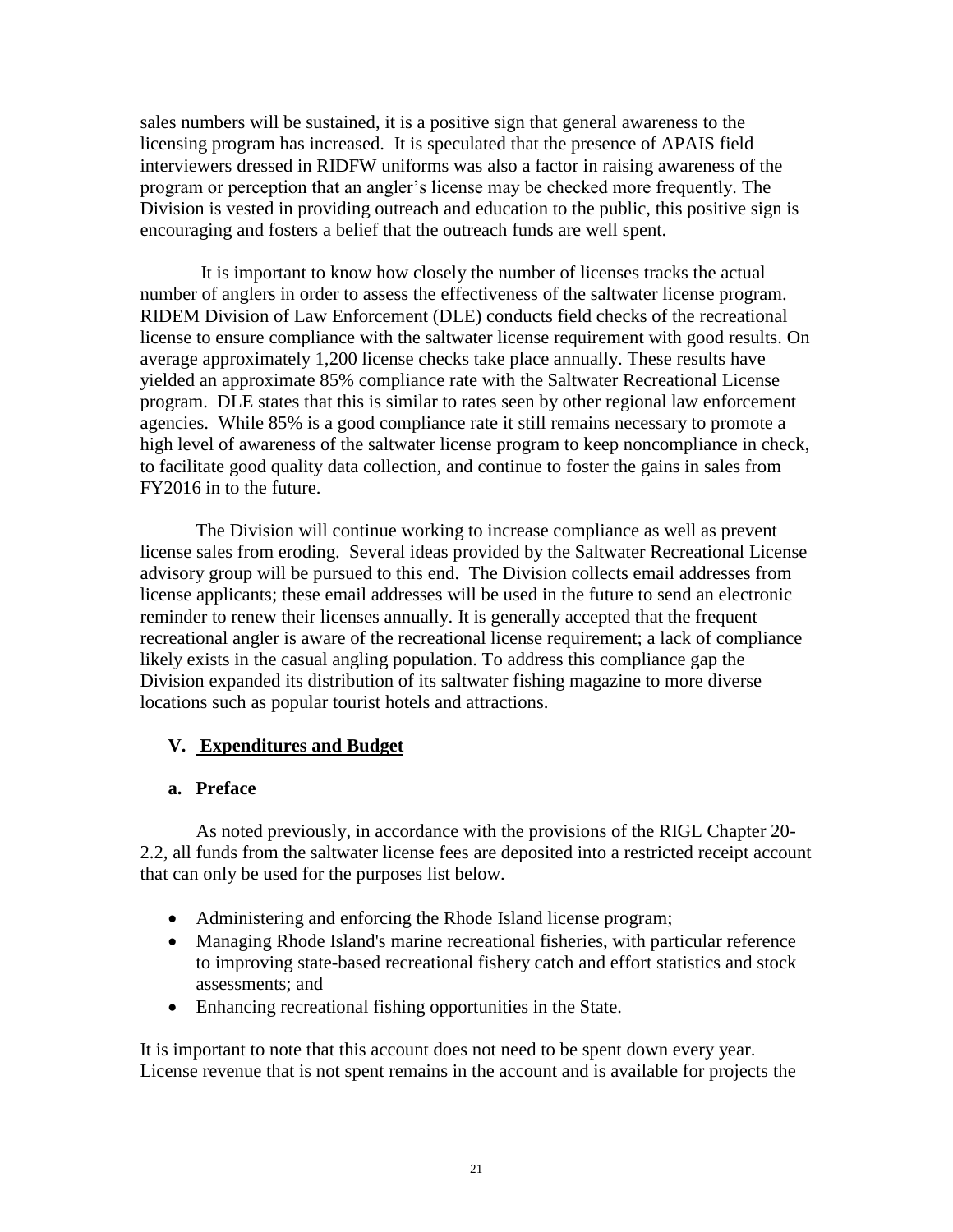sales numbers will be sustained, it is a positive sign that general awareness to the licensing program has increased. It is speculated that the presence of APAIS field interviewers dressed in RIDFW uniforms was also a factor in raising awareness of the program or perception that an angler's license may be checked more frequently. The Division is vested in providing outreach and education to the public, this positive sign is encouraging and fosters a belief that the outreach funds are well spent.

It is important to know how closely the number of licenses tracks the actual number of anglers in order to assess the effectiveness of the saltwater license program. RIDEM Division of Law Enforcement (DLE) conducts field checks of the recreational license to ensure compliance with the saltwater license requirement with good results. On average approximately 1,200 license checks take place annually. These results have yielded an approximate 85% compliance rate with the Saltwater Recreational License program. DLE states that this is similar to rates seen by other regional law enforcement agencies. While 85% is a good compliance rate it still remains necessary to promote a high level of awareness of the saltwater license program to keep noncompliance in check, to facilitate good quality data collection, and continue to foster the gains in sales from FY2016 in to the future.

The Division will continue working to increase compliance as well as prevent license sales from eroding. Several ideas provided by the Saltwater Recreational License advisory group will be pursued to this end. The Division collects email addresses from license applicants; these email addresses will be used in the future to send an electronic reminder to renew their licenses annually. It is generally accepted that the frequent recreational angler is aware of the recreational license requirement; a lack of compliance likely exists in the casual angling population. To address this compliance gap the Division expanded its distribution of its saltwater fishing magazine to more diverse locations such as popular tourist hotels and attractions.

## V. Expenditures and Budget

### a. Preface

As noted previously, in accordance with the provisions of the RIGL Chapter 20-2.2, all funds from the saltwater license fees are deposited into a restricted receipt account that can only be used for the purposes list below.

- Administering and enforcing the Rhode Island license program;
- Managing Rhode Island's marine recreational fisheries, with particular reference to improving state-based recreational fishery catch and effort statistics and stock assessments; and
- Enhancing recreational fishing opportunities in the State.

It is important to note that this account does not need to be spent down every year. License revenue that is not spent remains in the account and is available for projects the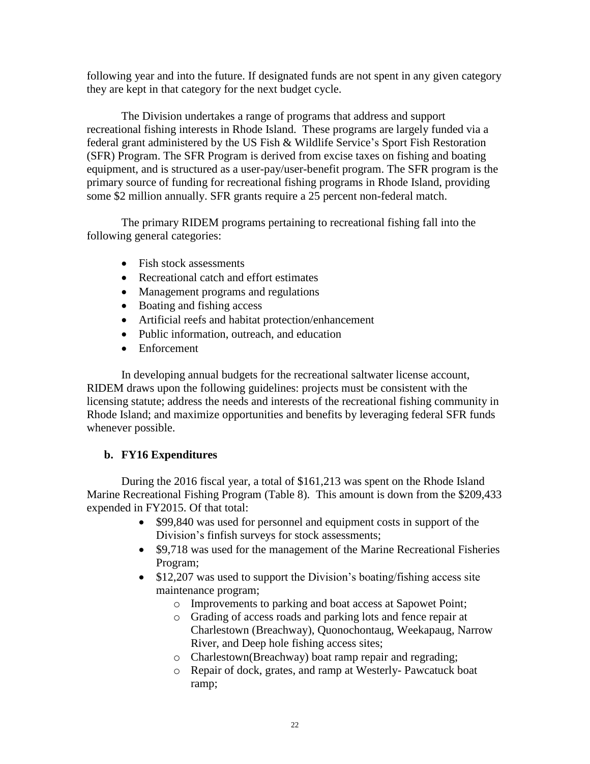following year and into the future. If designated funds are not spent in any given category they are kept in that category for the next budget cycle.

The Division undertakes a range of programs that address and support recreational fishing interests in Rhode Island. These programs are largely funded via a federal grant administered by the US Fish & Wildlife Service's Sport Fish Restoration (SFR) Program. The SFR Program is derived from excise taxes on fishing and boating equipment, and is structured as a user-pay/user-benefit program. The SFR program is the primary source of funding for recreational fishing programs in Rhode Island, providing some $2 million annually. SFR grants require a 25 percent non-federal match.

The primary RIDEM programs pertaining to recreational fishing fall into the following general categories:

- Fish stock assessments
- Recreational catch and effort estimates
- Management programs and regulations
- Boating and fishing access
- Artificial reefs and habitat protection/enhancement
- Public information, outreach, and education
- Enforcement

In developing annual budgets for the recreational saltwater license account, RIDEM draws upon the following guidelines: projects must be consistent with the licensing statute; address the needs and interests of the recreational fishing community in Rhode Island; and maximize opportunities and benefits by leveraging federal SFR funds whenever possible.

### b. FY16 Expenditures

During the 2016 fiscal year, a total of $161,213 was spent on the Rhode Island Marine Recreational Fishing Program (Table 8). This amount is down from the $209,433 expended in FY2015. Of that total:

- $99,840 was used for personnel and equipment costs in support of the Division's finfish surveys for stock assessments;
- $9,718 was used for the management of the Marine Recreational Fisheries Program;
- $12,207 was used to support the Division's boating/fishing access site maintenance program;
    - Improvements to parking and boat access at Sapowet Point;
    - Grading of access roads and parking lots and fence repair at Charlestown (Breachway), Quonochontaug, Weekapaug, Narrow River, and Deep hole fishing access sites;
    - Charlestown(Breachway) boat ramp repair and regrading;
    - Repair of dock, grates, and ramp at Westerly- Pawcatuck boat ramp;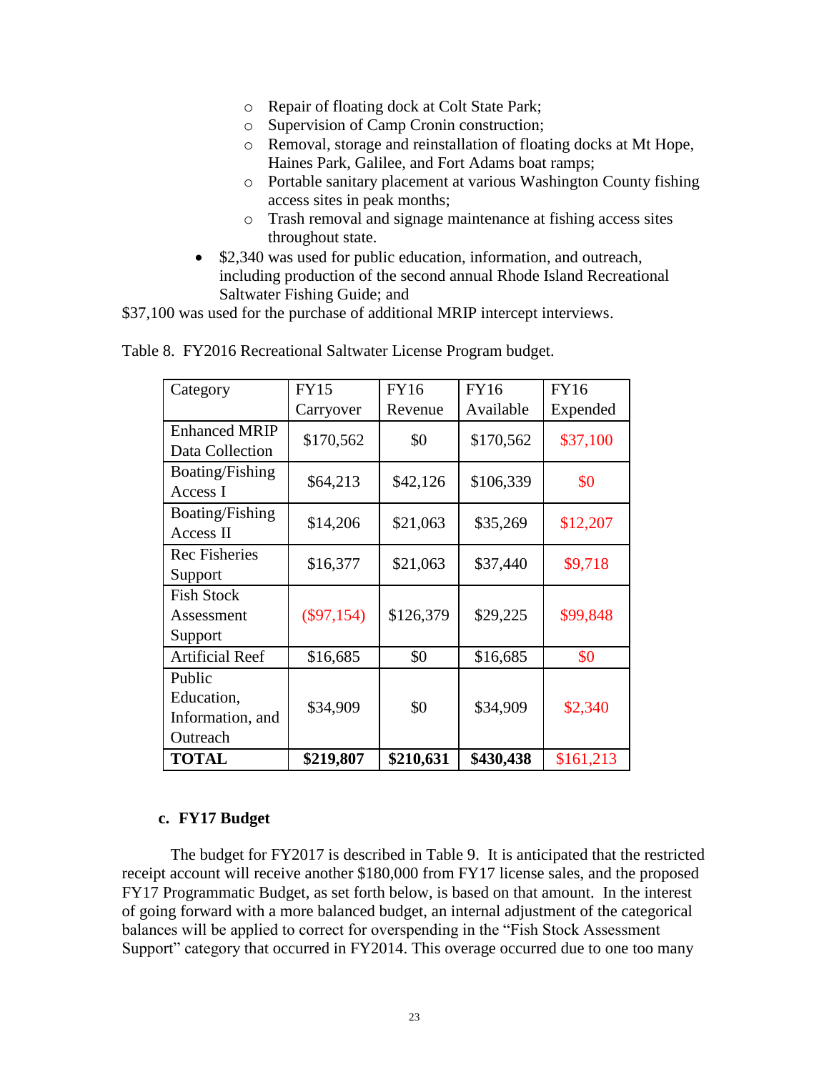- Repair of floating dock at Colt State Park;
  - Supervision of Camp Cronin construction;
  - Removal, storage and reinstallation of floating docks at Mt Hope, Haines Park, Galilee, and Fort Adams boat ramps;
  - Portable sanitary placement at various Washington County fishing access sites in peak months;
  - Trash removal and signage maintenance at fishing access sites throughout state.
- $2,340 was used for public education, information, and outreach, including production of the second annual Rhode Island Recreational Saltwater Fishing Guide; and

$37,100 was used for the purchase of additional MRIP intercept interviews.

Table 8. FY2016 Recreational Saltwater License Program budget.

| Category | FY15 Carryover | FY16 Revenue | FY16 Available | FY16 Expended |
|---|---|---|---|---|
| Enhanced MRIP Data Collection | $170,562 | $0 | $170,562 | $37,100 |
| Boating/Fishing Access I | $64,213 | $42,126 | $106,339 | $0 |
| Boating/Fishing Access II | $14,206 | $21,063 | $35,269 | $12,207 |
| Rec Fisheries Support | $16,377 | $21,063 | $37,440 | $9,718 |
| Fish Stock Assessment Support | ($97,154) | $126,379 | $29,225 | $99,848 |
| Artificial Reef | $16,685 | $0 | $16,685 | $0 |
| Public Education, Information, and Outreach | $34,909 | $0 | $34,909 | $2,340 |
| **TOTAL** | **$219,807** | **$210,631** | **$430,438** | $161,213 |

### c. FY17 Budget

The budget for FY2017 is described in Table 9. It is anticipated that the restricted receipt account will receive another $180,000 from FY17 license sales, and the proposed FY17 Programmatic Budget, as set forth below, is based on that amount. In the interest of going forward with a more balanced budget, an internal adjustment of the categorical balances will be applied to correct for overspending in the "Fish Stock Assessment Support" category that occurred in FY2014. This overage occurred due to one too many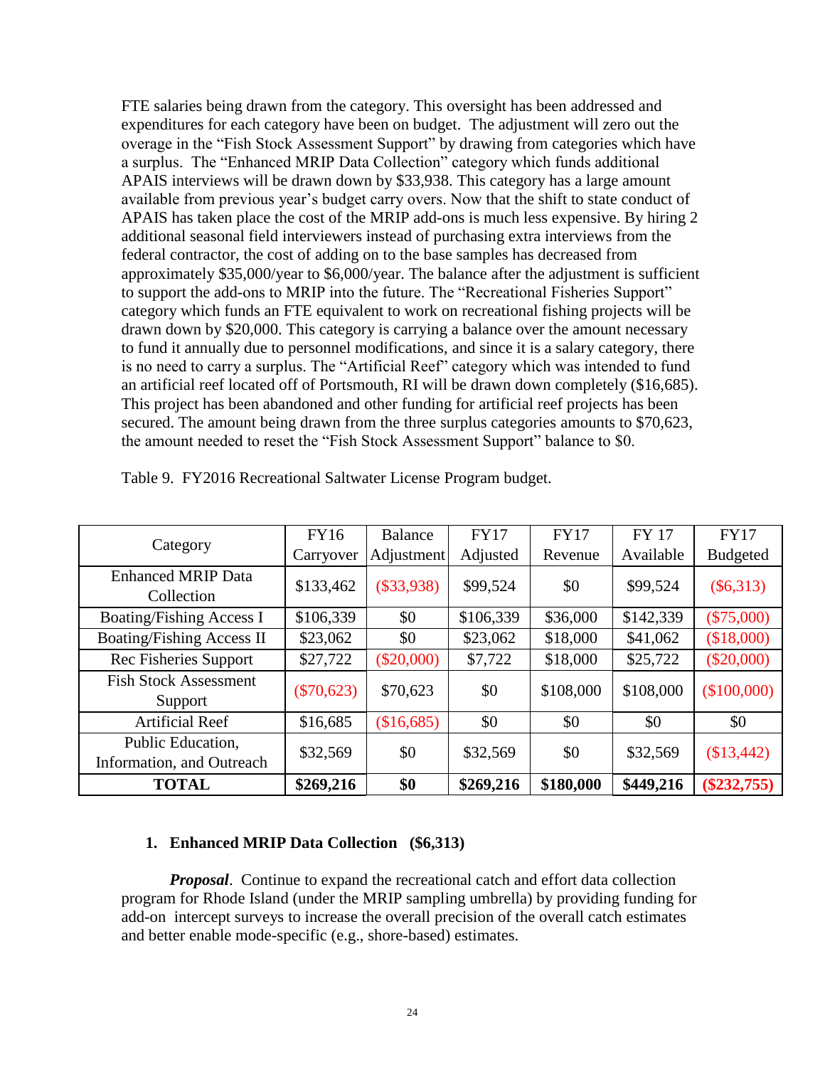FTE salaries being drawn from the category. This oversight has been addressed and expenditures for each category have been on budget. The adjustment will zero out the overage in the "Fish Stock Assessment Support" by drawing from categories which have a surplus. The "Enhanced MRIP Data Collection" category which funds additional APAIS interviews will be drawn down by $33,938. This category has a large amount available from previous year's budget carry overs. Now that the shift to state conduct of APAIS has taken place the cost of the MRIP add-ons is much less expensive. By hiring 2 additional seasonal field interviewers instead of purchasing extra interviews from the federal contractor, the cost of adding on to the base samples has decreased from approximately $35,000/year to $6,000/year. The balance after the adjustment is sufficient to support the add-ons to MRIP into the future. The "Recreational Fisheries Support" category which funds an FTE equivalent to work on recreational fishing projects will be drawn down by $20,000. This category is carrying a balance over the amount necessary to fund it annually due to personnel modifications, and since it is a salary category, there is no need to carry a surplus. The "Artificial Reef" category which was intended to fund an artificial reef located off of Portsmouth, RI will be drawn down completely ($16,685). This project has been abandoned and other funding for artificial reef projects has been secured. The amount being drawn from the three surplus categories amounts to $70,623, the amount needed to reset the "Fish Stock Assessment Support" balance to $0.

Table 9. FY2016 Recreational Saltwater License Program budget.

| Category | FY16 Carryover | Balance Adjustment | FY17 Adjusted | FY17 Revenue | FY 17 Available | FY17 Budgeted |
|---|---|---|---|---|---|---|
| Enhanced MRIP Data Collection | $133,462 | ($33,938) | $99,524 | $0 | $99,524 | ($6,313) |
| Boating/Fishing Access I | $106,339 | $0 | $106,339 | $36,000 | $142,339 | ($75,000) |
| Boating/Fishing Access II | $23,062 | $0 | $23,062 | $18,000 | $41,062 | ($18,000) |
| Rec Fisheries Support | $27,722 | ($20,000) | $7,722 | $18,000 | $25,722 | ($20,000) |
| Fish Stock Assessment Support | ($70,623) | $70,623 | $0 | $108,000 | $108,000 | ($100,000) |
| Artificial Reef | $16,685 | ($16,685) | $0 | $0 | $0 | $0 |
| Public Education, Information, and Outreach | $32,569 | $0 | $32,569 | $0 | $32,569 | ($13,442) |
| **TOTAL** | **$269,216** | **$0** | **$269,216** | **$180,000** | **$449,216** | **($232,755)** |

1. **Enhanced MRIP Data Collection ($6,313)**

***Proposal***. Continue to expand the recreational catch and effort data collection program for Rhode Island (under the MRIP sampling umbrella) by providing funding for add-on intercept surveys to increase the overall precision of the overall catch estimates and better enable mode-specific (e.g., shore-based) estimates.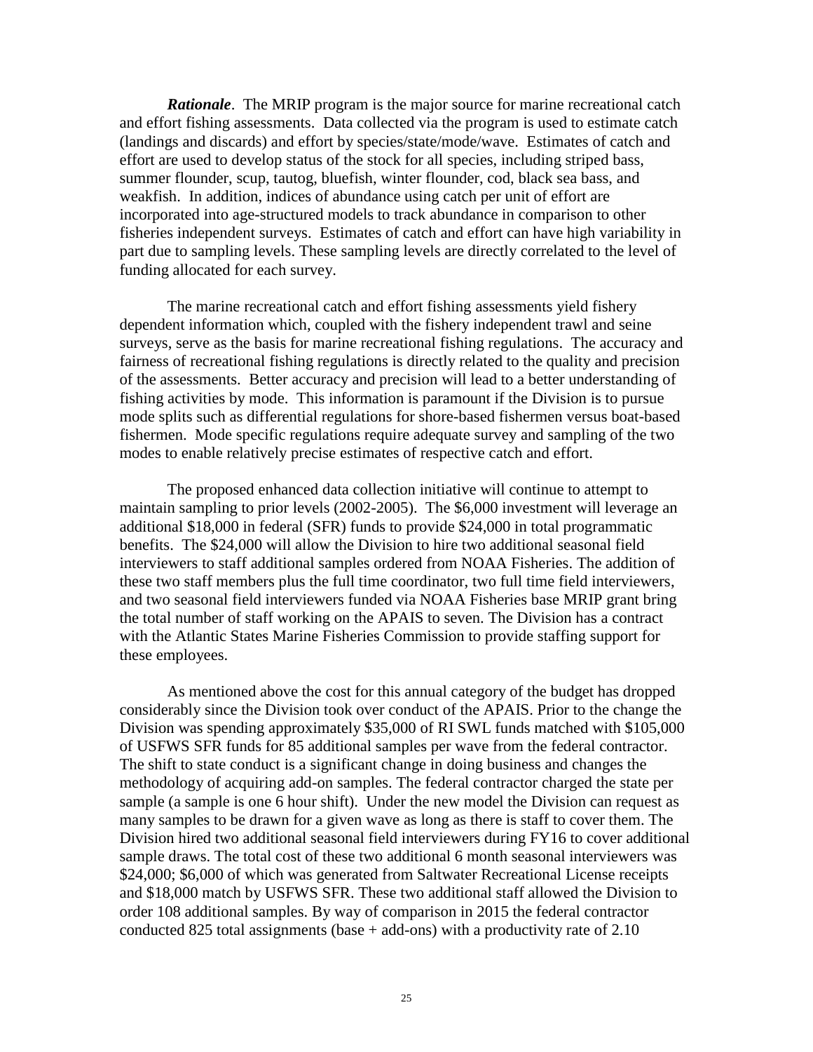***Rationale***. The MRIP program is the major source for marine recreational catch and effort fishing assessments. Data collected via the program is used to estimate catch (landings and discards) and effort by species/state/mode/wave. Estimates of catch and effort are used to develop status of the stock for all species, including striped bass, summer flounder, scup, tautog, bluefish, winter flounder, cod, black sea bass, and weakfish. In addition, indices of abundance using catch per unit of effort are incorporated into age-structured models to track abundance in comparison to other fisheries independent surveys. Estimates of catch and effort can have high variability in part due to sampling levels. These sampling levels are directly correlated to the level of funding allocated for each survey.

The marine recreational catch and effort fishing assessments yield fishery dependent information which, coupled with the fishery independent trawl and seine surveys, serve as the basis for marine recreational fishing regulations. The accuracy and fairness of recreational fishing regulations is directly related to the quality and precision of the assessments. Better accuracy and precision will lead to a better understanding of fishing activities by mode. This information is paramount if the Division is to pursue mode splits such as differential regulations for shore-based fishermen versus boat-based fishermen. Mode specific regulations require adequate survey and sampling of the two modes to enable relatively precise estimates of respective catch and effort.

The proposed enhanced data collection initiative will continue to attempt to maintain sampling to prior levels (2002-2005). The $6,000 investment will leverage an additional $18,000 in federal (SFR) funds to provide $24,000 in total programmatic benefits. The $24,000 will allow the Division to hire two additional seasonal field interviewers to staff additional samples ordered from NOAA Fisheries. The addition of these two staff members plus the full time coordinator, two full time field interviewers, and two seasonal field interviewers funded via NOAA Fisheries base MRIP grant bring the total number of staff working on the APAIS to seven. The Division has a contract with the Atlantic States Marine Fisheries Commission to provide staffing support for these employees.

As mentioned above the cost for this annual category of the budget has dropped considerably since the Division took over conduct of the APAIS. Prior to the change the Division was spending approximately $35,000 of RI SWL funds matched with $105,000 of USFWS SFR funds for 85 additional samples per wave from the federal contractor. The shift to state conduct is a significant change in doing business and changes the methodology of acquiring add-on samples. The federal contractor charged the state per sample (a sample is one 6 hour shift). Under the new model the Division can request as many samples to be drawn for a given wave as long as there is staff to cover them. The Division hired two additional seasonal field interviewers during FY16 to cover additional sample draws. The total cost of these two additional 6 month seasonal interviewers was $24,000; $6,000 of which was generated from Saltwater Recreational License receipts and $18,000 match by USFWS SFR. These two additional staff allowed the Division to order 108 additional samples. By way of comparison in 2015 the federal contractor conducted 825 total assignments (base + add-ons) with a productivity rate of 2.10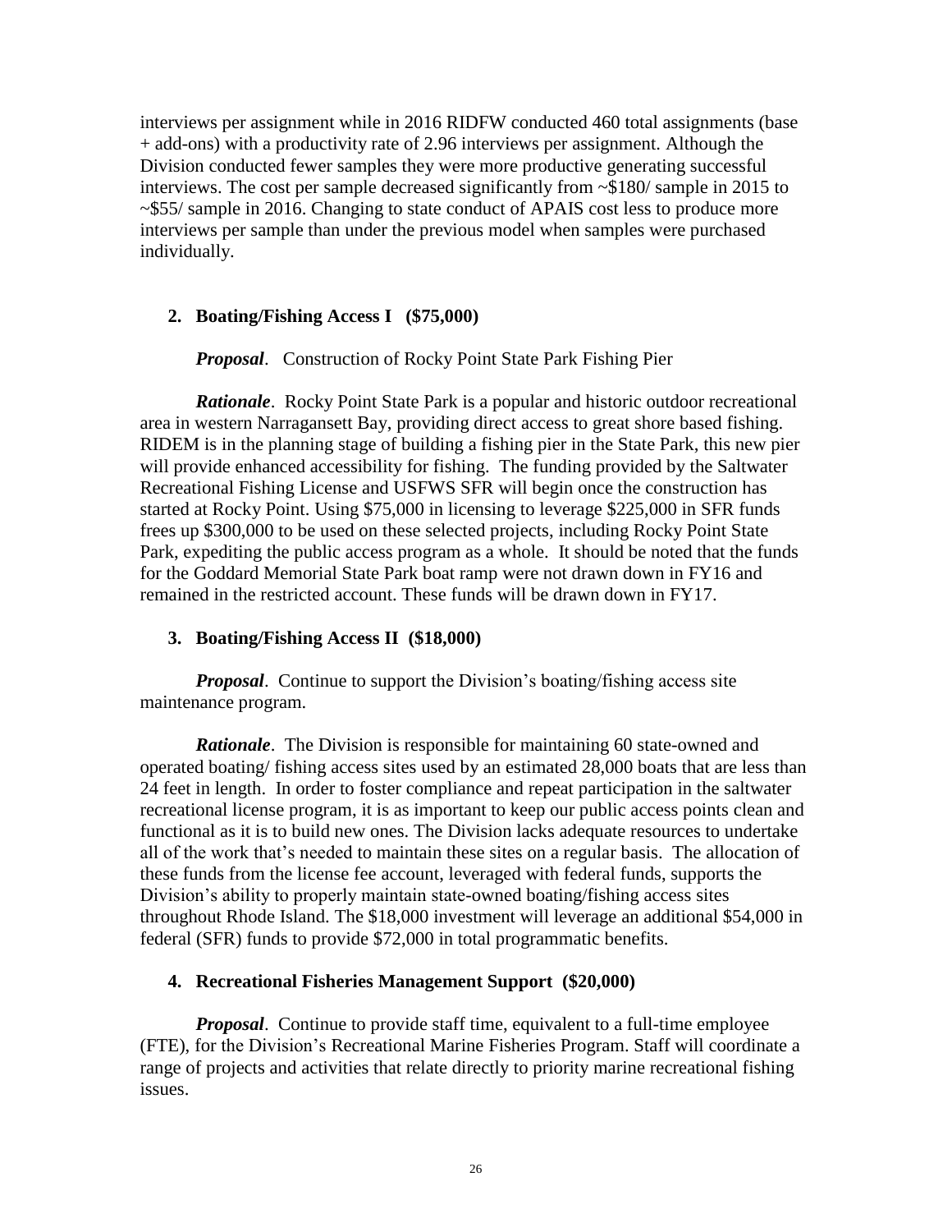interviews per assignment while in 2016 RIDFW conducted 460 total assignments (base + add-ons) with a productivity rate of 2.96 interviews per assignment. Although the Division conducted fewer samples they were more productive generating successful interviews. The cost per sample decreased significantly from ~$180/ sample in 2015 to ~$55/ sample in 2016. Changing to state conduct of APAIS cost less to produce more interviews per sample than under the previous model when samples were purchased individually.

2. **Boating/Fishing Access I (\$75,000)**

   ***Proposal***. Construction of Rocky Point State Park Fishing Pier

   ***Rationale***. Rocky Point State Park is a popular and historic outdoor recreational area in western Narragansett Bay, providing direct access to great shore based fishing. RIDEM is in the planning stage of building a fishing pier in the State Park, this new pier will provide enhanced accessibility for fishing. The funding provided by the Saltwater Recreational Fishing License and USFWS SFR will begin once the construction has started at Rocky Point. Using $75,000 in licensing to leverage $225,000 in SFR funds frees up $300,000 to be used on these selected projects, including Rocky Point State Park, expediting the public access program as a whole. It should be noted that the funds for the Goddard Memorial State Park boat ramp were not drawn down in FY16 and remained in the restricted account. These funds will be drawn down in FY17.

3. **Boating/Fishing Access II (\$18,000)**

   ***Proposal***. Continue to support the Division's boating/fishing access site maintenance program.

   ***Rationale***. The Division is responsible for maintaining 60 state-owned and operated boating/ fishing access sites used by an estimated 28,000 boats that are less than 24 feet in length. In order to foster compliance and repeat participation in the saltwater recreational license program, it is as important to keep our public access points clean and functional as it is to build new ones. The Division lacks adequate resources to undertake all of the work that's needed to maintain these sites on a regular basis. The allocation of these funds from the license fee account, leveraged with federal funds, supports the Division's ability to properly maintain state-owned boating/fishing access sites throughout Rhode Island. The $18,000 investment will leverage an additional $54,000 in federal (SFR) funds to provide $72,000 in total programmatic benefits.

4. **Recreational Fisheries Management Support (\$20,000)**

   ***Proposal***. Continue to provide staff time, equivalent to a full-time employee (FTE), for the Division's Recreational Marine Fisheries Program. Staff will coordinate a range of projects and activities that relate directly to priority marine recreational fishing issues.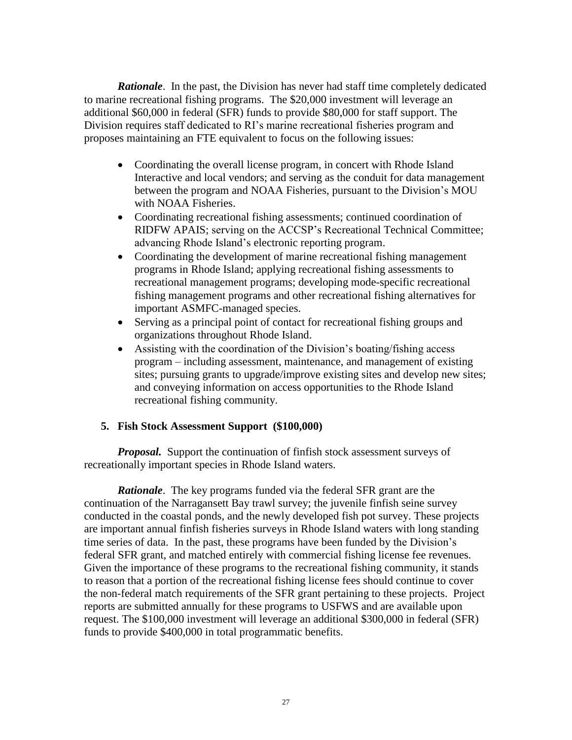***Rationale***. In the past, the Division has never had staff time completely dedicated to marine recreational fishing programs. The $20,000 investment will leverage an additional $60,000 in federal (SFR) funds to provide $80,000 for staff support. The Division requires staff dedicated to RI's marine recreational fisheries program and proposes maintaining an FTE equivalent to focus on the following issues:

- Coordinating the overall license program, in concert with Rhode Island Interactive and local vendors; and serving as the conduit for data management between the program and NOAA Fisheries, pursuant to the Division's MOU with NOAA Fisheries.
- Coordinating recreational fishing assessments; continued coordination of RIDFW APAIS; serving on the ACCSP's Recreational Technical Committee; advancing Rhode Island's electronic reporting program.
- Coordinating the development of marine recreational fishing management programs in Rhode Island; applying recreational fishing assessments to recreational management programs; developing mode-specific recreational fishing management programs and other recreational fishing alternatives for important ASMFC-managed species.
- Serving as a principal point of contact for recreational fishing groups and organizations throughout Rhode Island.
- Assisting with the coordination of the Division's boating/fishing access program – including assessment, maintenance, and management of existing sites; pursuing grants to upgrade/improve existing sites and develop new sites; and conveying information on access opportunities to the Rhode Island recreational fishing community.

**5. Fish Stock Assessment Support ($100,000)**

***Proposal.*** Support the continuation of finfish stock assessment surveys of recreationally important species in Rhode Island waters.

***Rationale***. The key programs funded via the federal SFR grant are the continuation of the Narragansett Bay trawl survey; the juvenile finfish seine survey conducted in the coastal ponds, and the newly developed fish pot survey. These projects are important annual finfish fisheries surveys in Rhode Island waters with long standing time series of data. In the past, these programs have been funded by the Division's federal SFR grant, and matched entirely with commercial fishing license fee revenues. Given the importance of these programs to the recreational fishing community, it stands to reason that a portion of the recreational fishing license fees should continue to cover the non-federal match requirements of the SFR grant pertaining to these projects. Project reports are submitted annually for these programs to USFWS and are available upon request. The $100,000 investment will leverage an additional $300,000 in federal (SFR) funds to provide $400,000 in total programmatic benefits.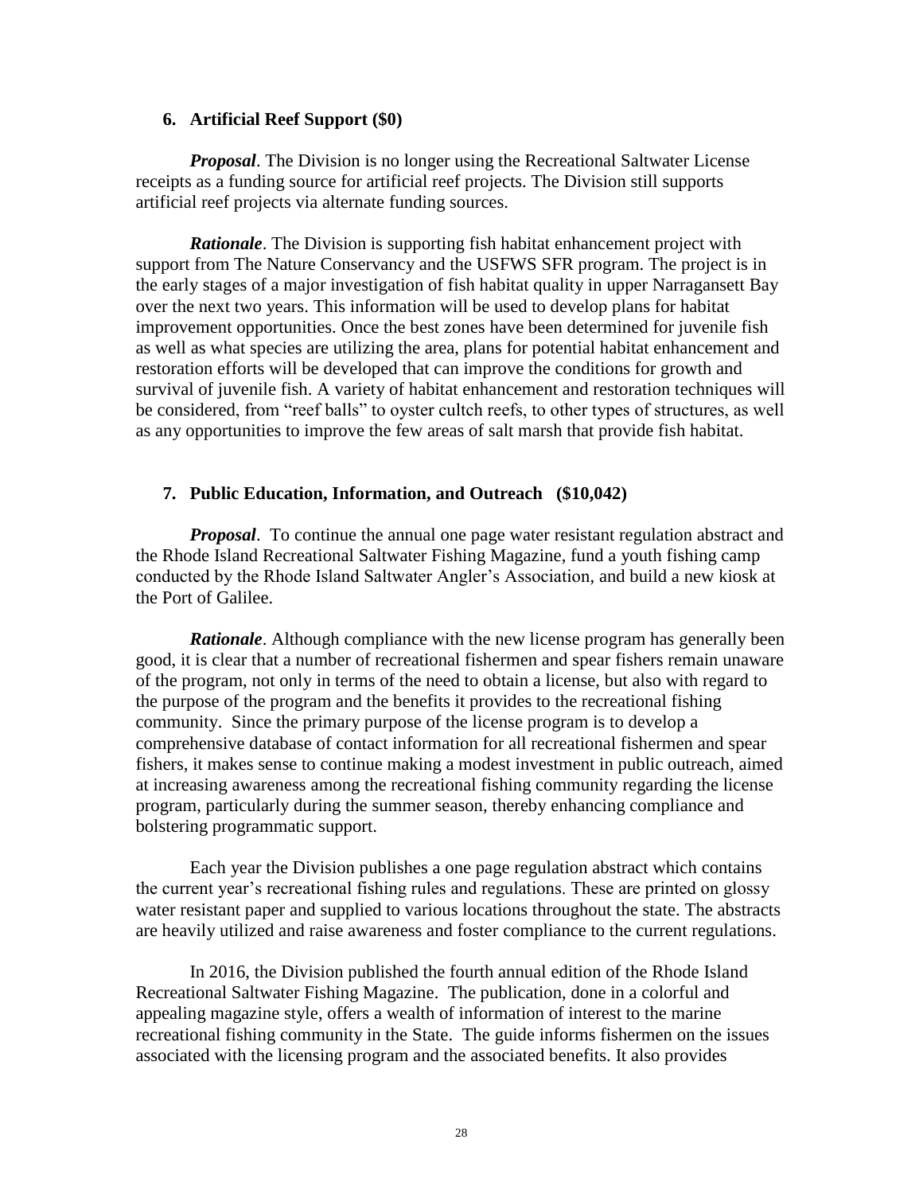### 6. Artificial Reef Support ($0)

***Proposal***. The Division is no longer using the Recreational Saltwater License receipts as a funding source for artificial reef projects. The Division still supports artificial reef projects via alternate funding sources.

***Rationale***. The Division is supporting fish habitat enhancement project with support from The Nature Conservancy and the USFWS SFR program. The project is in the early stages of a major investigation of fish habitat quality in upper Narragansett Bay over the next two years. This information will be used to develop plans for habitat improvement opportunities. Once the best zones have been determined for juvenile fish as well as what species are utilizing the area, plans for potential habitat enhancement and restoration efforts will be developed that can improve the conditions for growth and survival of juvenile fish. A variety of habitat enhancement and restoration techniques will be considered, from "reef balls" to oyster cultch reefs, to other types of structures, as well as any opportunities to improve the few areas of salt marsh that provide fish habitat.

### 7. Public Education, Information, and Outreach ($10,042)

***Proposal***. To continue the annual one page water resistant regulation abstract and the Rhode Island Recreational Saltwater Fishing Magazine, fund a youth fishing camp conducted by the Rhode Island Saltwater Angler's Association, and build a new kiosk at the Port of Galilee.

***Rationale***. Although compliance with the new license program has generally been good, it is clear that a number of recreational fishermen and spear fishers remain unaware of the program, not only in terms of the need to obtain a license, but also with regard to the purpose of the program and the benefits it provides to the recreational fishing community. Since the primary purpose of the license program is to develop a comprehensive database of contact information for all recreational fishermen and spear fishers, it makes sense to continue making a modest investment in public outreach, aimed at increasing awareness among the recreational fishing community regarding the license program, particularly during the summer season, thereby enhancing compliance and bolstering programmatic support.

Each year the Division publishes a one page regulation abstract which contains the current year's recreational fishing rules and regulations. These are printed on glossy water resistant paper and supplied to various locations throughout the state. The abstracts are heavily utilized and raise awareness and foster compliance to the current regulations.

In 2016, the Division published the fourth annual edition of the Rhode Island Recreational Saltwater Fishing Magazine. The publication, done in a colorful and appealing magazine style, offers a wealth of information of interest to the marine recreational fishing community in the State. The guide informs fishermen on the issues associated with the licensing program and the associated benefits. It also provides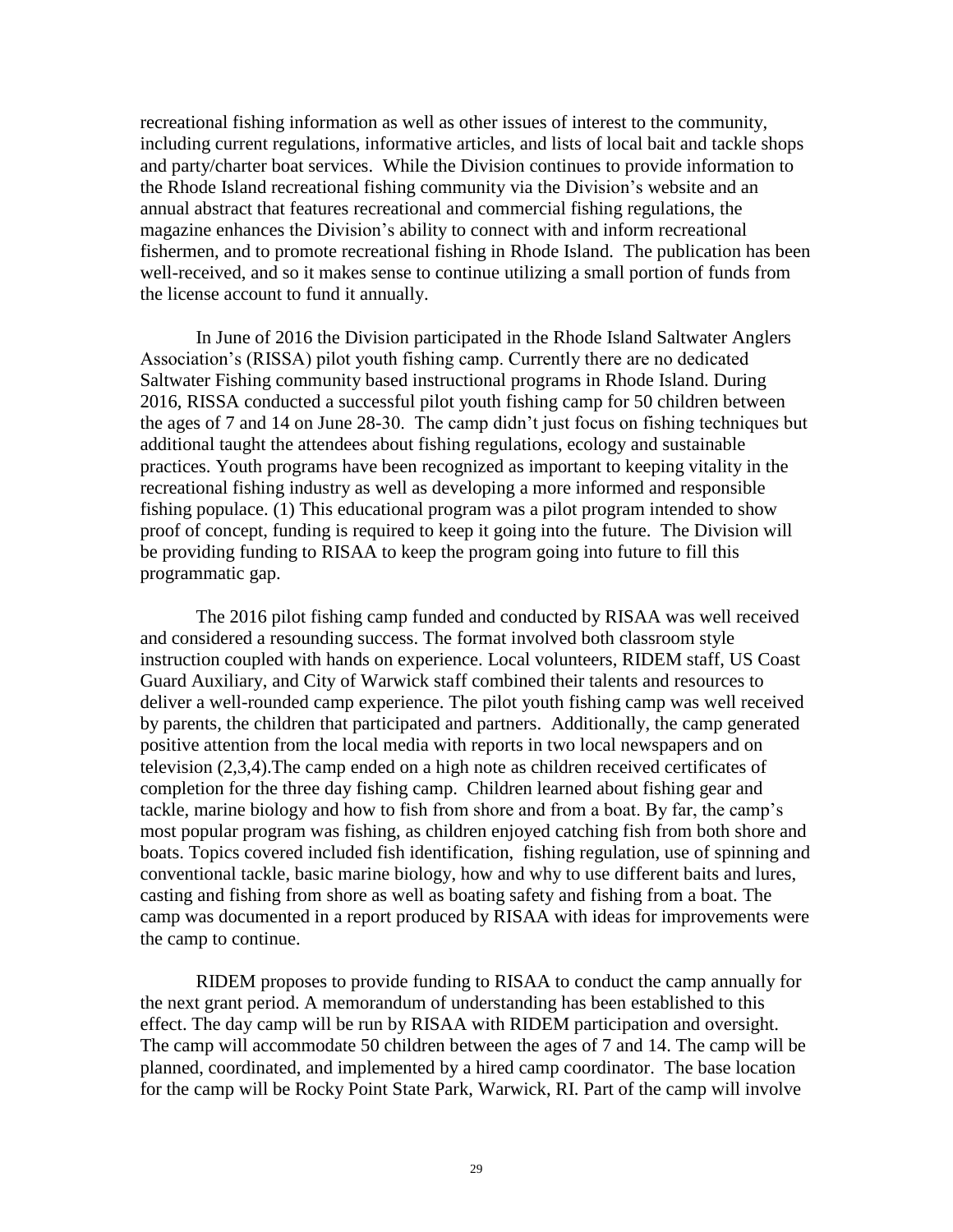recreational fishing information as well as other issues of interest to the community, including current regulations, informative articles, and lists of local bait and tackle shops and party/charter boat services. While the Division continues to provide information to the Rhode Island recreational fishing community via the Division's website and an annual abstract that features recreational and commercial fishing regulations, the magazine enhances the Division's ability to connect with and inform recreational fishermen, and to promote recreational fishing in Rhode Island. The publication has been well-received, and so it makes sense to continue utilizing a small portion of funds from the license account to fund it annually.

In June of 2016 the Division participated in the Rhode Island Saltwater Anglers Association's (RISSA) pilot youth fishing camp. Currently there are no dedicated Saltwater Fishing community based instructional programs in Rhode Island. During 2016, RISSA conducted a successful pilot youth fishing camp for 50 children between the ages of 7 and 14 on June 28-30. The camp didn't just focus on fishing techniques but additional taught the attendees about fishing regulations, ecology and sustainable practices. Youth programs have been recognized as important to keeping vitality in the recreational fishing industry as well as developing a more informed and responsible fishing populace. (1) This educational program was a pilot program intended to show proof of concept, funding is required to keep it going into the future. The Division will be providing funding to RISAA to keep the program going into future to fill this programmatic gap.

The 2016 pilot fishing camp funded and conducted by RISAA was well received and considered a resounding success. The format involved both classroom style instruction coupled with hands on experience. Local volunteers, RIDEM staff, US Coast Guard Auxiliary, and City of Warwick staff combined their talents and resources to deliver a well-rounded camp experience. The pilot youth fishing camp was well received by parents, the children that participated and partners. Additionally, the camp generated positive attention from the local media with reports in two local newspapers and on television (2,3,4).The camp ended on a high note as children received certificates of completion for the three day fishing camp. Children learned about fishing gear and tackle, marine biology and how to fish from shore and from a boat. By far, the camp's most popular program was fishing, as children enjoyed catching fish from both shore and boats. Topics covered included fish identification, fishing regulation, use of spinning and conventional tackle, basic marine biology, how and why to use different baits and lures, casting and fishing from shore as well as boating safety and fishing from a boat. The camp was documented in a report produced by RISAA with ideas for improvements were the camp to continue.

RIDEM proposes to provide funding to RISAA to conduct the camp annually for the next grant period. A memorandum of understanding has been established to this effect. The day camp will be run by RISAA with RIDEM participation and oversight. The camp will accommodate 50 children between the ages of 7 and 14. The camp will be planned, coordinated, and implemented by a hired camp coordinator. The base location for the camp will be Rocky Point State Park, Warwick, RI. Part of the camp will involve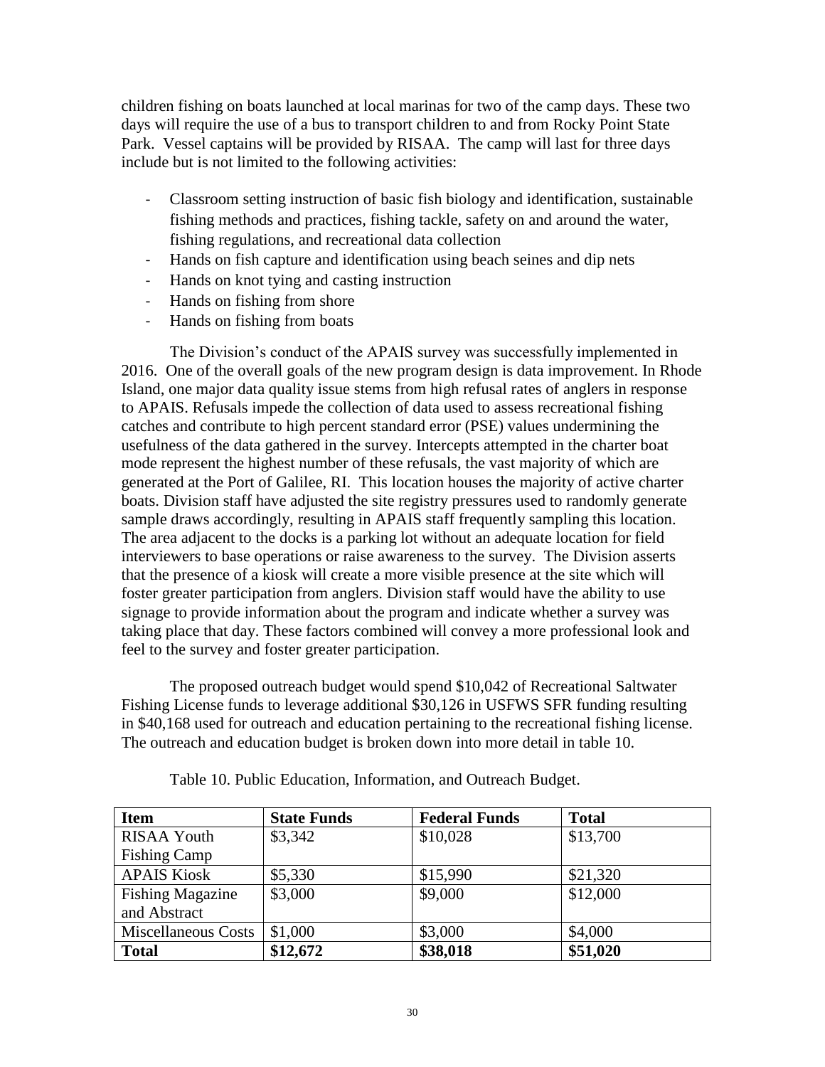children fishing on boats launched at local marinas for two of the camp days. These two days will require the use of a bus to transport children to and from Rocky Point State Park. Vessel captains will be provided by RISAA. The camp will last for three days include but is not limited to the following activities:

- Classroom setting instruction of basic fish biology and identification, sustainable fishing methods and practices, fishing tackle, safety on and around the water, fishing regulations, and recreational data collection
- Hands on fish capture and identification using beach seines and dip nets
- Hands on knot tying and casting instruction
- Hands on fishing from shore
- Hands on fishing from boats

The Division's conduct of the APAIS survey was successfully implemented in 2016. One of the overall goals of the new program design is data improvement. In Rhode Island, one major data quality issue stems from high refusal rates of anglers in response to APAIS. Refusals impede the collection of data used to assess recreational fishing catches and contribute to high percent standard error (PSE) values undermining the usefulness of the data gathered in the survey. Intercepts attempted in the charter boat mode represent the highest number of these refusals, the vast majority of which are generated at the Port of Galilee, RI. This location houses the majority of active charter boats. Division staff have adjusted the site registry pressures used to randomly generate sample draws accordingly, resulting in APAIS staff frequently sampling this location. The area adjacent to the docks is a parking lot without an adequate location for field interviewers to base operations or raise awareness to the survey. The Division asserts that the presence of a kiosk will create a more visible presence at the site which will foster greater participation from anglers. Division staff would have the ability to use signage to provide information about the program and indicate whether a survey was taking place that day. These factors combined will convey a more professional look and feel to the survey and foster greater participation.

The proposed outreach budget would spend $10,042 of Recreational Saltwater Fishing License funds to leverage additional $30,126 in USFWS SFR funding resulting in $40,168 used for outreach and education pertaining to the recreational fishing license. The outreach and education budget is broken down into more detail in table 10.

Table 10. Public Education, Information, and Outreach Budget.

| Item | State Funds | Federal Funds | Total |
|---|---|---|---|
| RISAA Youth Fishing Camp | $3,342 | $10,028 | $13,700 |
| APAIS Kiosk | $5,330 | $15,990 | $21,320 |
| Fishing Magazine and Abstract | $3,000 | $9,000 | $12,000 |
| Miscellaneous Costs | $1,000 | $3,000 | $4,000 |
| **Total** | **$12,672** | **$38,018** | **$51,020** |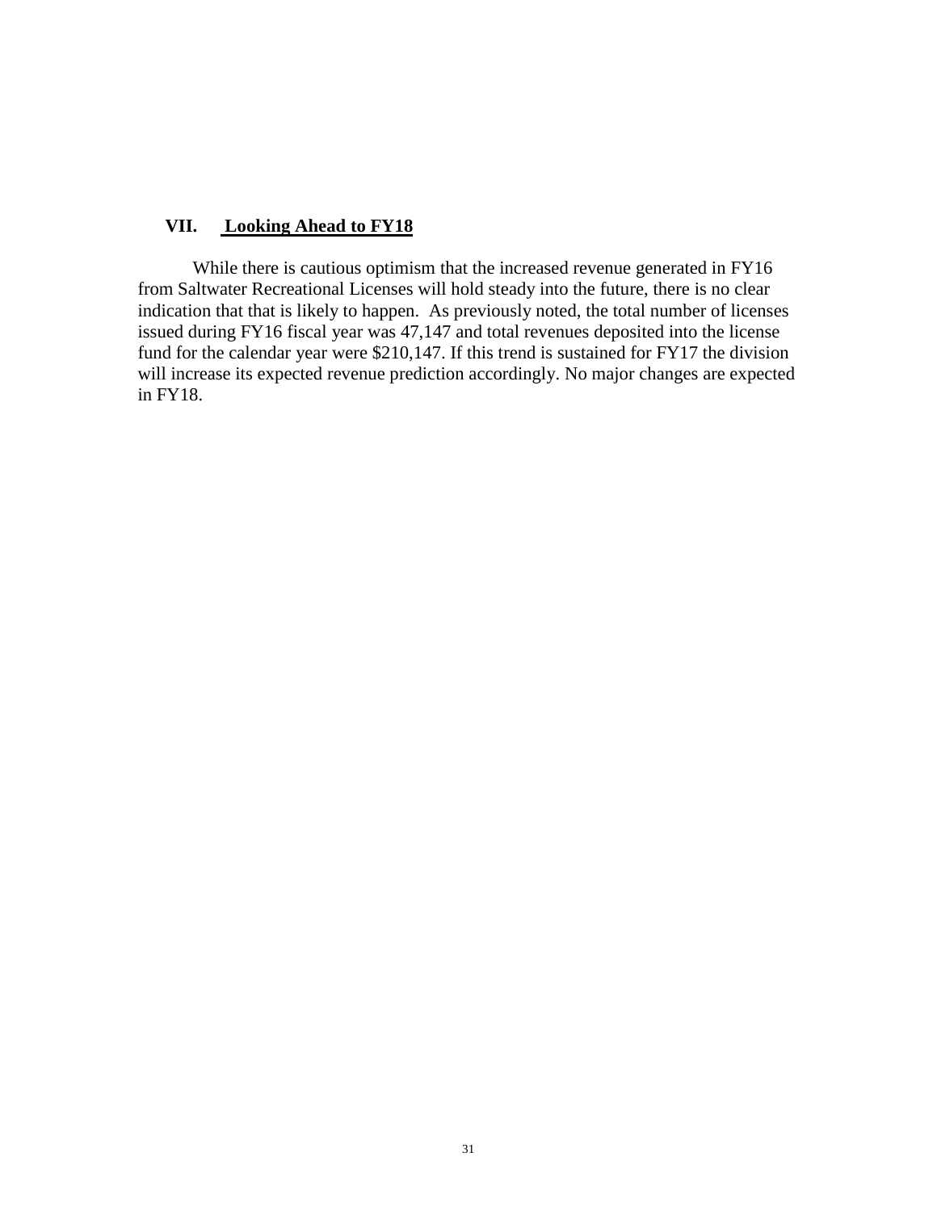## VII. Looking Ahead to FY18

While there is cautious optimism that the increased revenue generated in FY16 from Saltwater Recreational Licenses will hold steady into the future, there is no clear indication that that is likely to happen. As previously noted, the total number of licenses issued during FY16 fiscal year was 47,147 and total revenues deposited into the license fund for the calendar year were $210,147. If this trend is sustained for FY17 the division will increase its expected revenue prediction accordingly. No major changes are expected in FY18.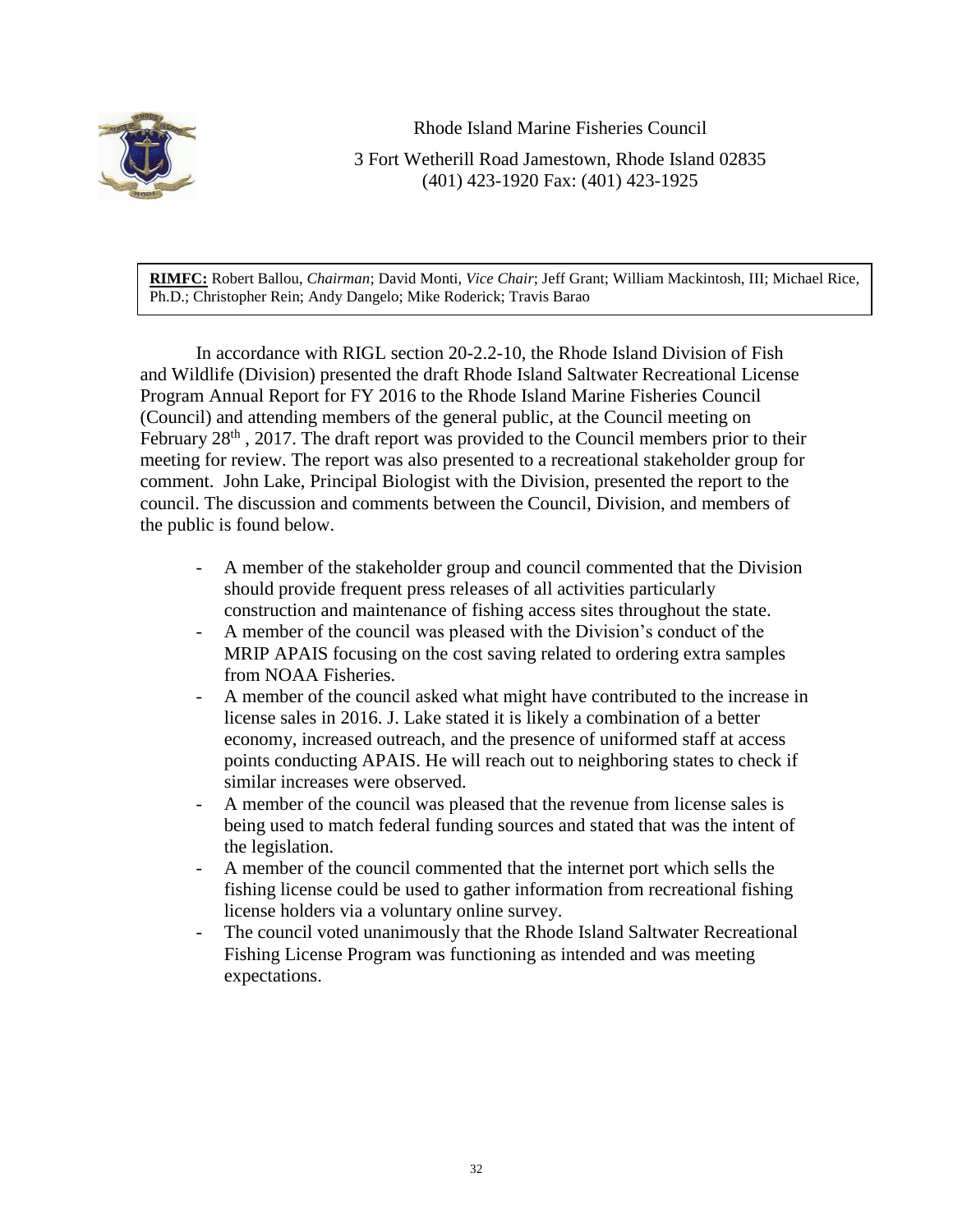Rhode Island Marine Fisheries Council

3 Fort Wetherill Road Jamestown, Rhode Island 02835
(401) 423-1920 Fax: (401) 423-1925

**RIMFC:** Robert Ballou, *Chairman*; David Monti, *Vice Chair*; Jeff Grant; William Mackintosh, III; Michael Rice, Ph.D.; Christopher Rein; Andy Dangelo; Mike Roderick; Travis Barao

In accordance with RIGL section 20-2.2-10, the Rhode Island Division of Fish and Wildlife (Division) presented the draft Rhode Island Saltwater Recreational License Program Annual Report for FY 2016 to the Rhode Island Marine Fisheries Council (Council) and attending members of the general public, at the Council meeting on February 28th , 2017. The draft report was provided to the Council members prior to their meeting for review. The report was also presented to a recreational stakeholder group for comment. John Lake, Principal Biologist with the Division, presented the report to the council. The discussion and comments between the Council, Division, and members of the public is found below.

- A member of the stakeholder group and council commented that the Division should provide frequent press releases of all activities particularly construction and maintenance of fishing access sites throughout the state.
- A member of the council was pleased with the Division's conduct of the MRIP APAIS focusing on the cost saving related to ordering extra samples from NOAA Fisheries.
- A member of the council asked what might have contributed to the increase in license sales in 2016. J. Lake stated it is likely a combination of a better economy, increased outreach, and the presence of uniformed staff at access points conducting APAIS. He will reach out to neighboring states to check if similar increases were observed.
- A member of the council was pleased that the revenue from license sales is being used to match federal funding sources and stated that was the intent of the legislation.
- A member of the council commented that the internet port which sells the fishing license could be used to gather information from recreational fishing license holders via a voluntary online survey.
- The council voted unanimously that the Rhode Island Saltwater Recreational Fishing License Program was functioning as intended and was meeting expectations.